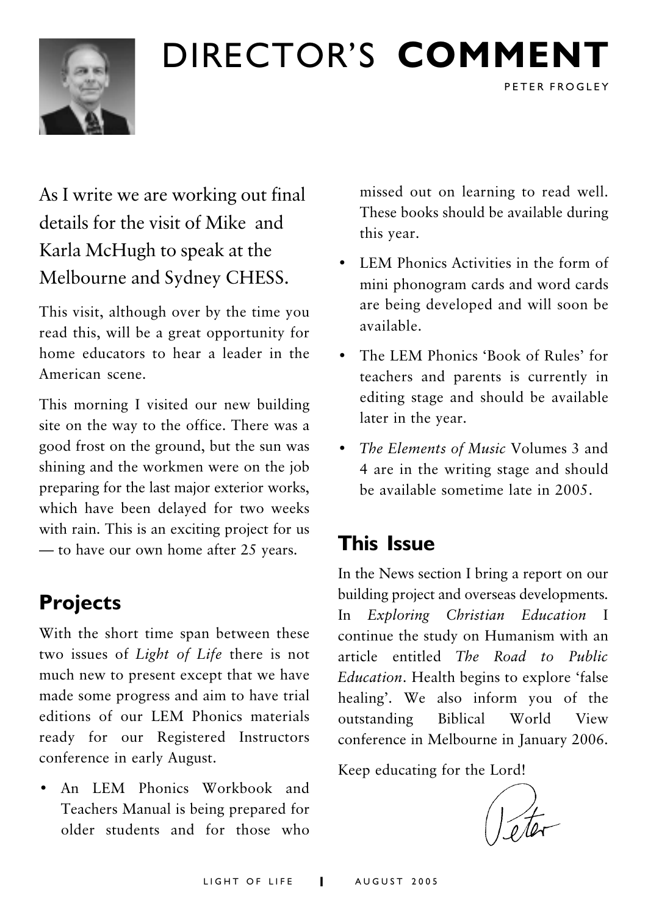# DIRECTOR'S **COMMENT**

PETER FROGLEY

As I write we are working out final details for the visit of Mike and Karla McHugh to speak at the Melbourne and Sydney CHESS.

This visit, although over by the time you read this, will be a great opportunity for home educators to hear a leader in the American scene.

This morning I visited our new building site on the way to the office. There was a good frost on the ground, but the sun was shining and the workmen were on the job preparing for the last major exterior works, which have been delayed for two weeks with rain. This is an exciting project for us — to have our own home after 25 years.

## Projects

With the short time span between these two issues of *Light of Life* there is not much new to present except that we have made some progress and aim to have trial editions of our LEM Phonics materials ready for our Registered Instructors conference in early August.

- An LEM Phonics Workbook and Teachers Manual is being prepared for older students and for those who missed out on learning to read well. These books should be available during this year.
- LEM Phonics Activities in the form of mini phonogram cards and word cards are being developed and will soon be available.
- The LEM Phonics 'Book of Rules' for teachers and parents is currently in editing stage and should be available later in the year.
- *The Elements of Music* Volumes 3 and 4 are in the writing stage and should be available sometime late in 2005.

## This Issue

In the News section I bring a report on our building project and overseas developments. In *Exploring Christian Education* I continue the study on Humanism with an article entitled *The Road to Public Education*. Health begins to explore 'false healing'. We also inform you of the outstanding Biblical World View conference in Melbourne in January 2006.

Keep educating for the Lord!

Peter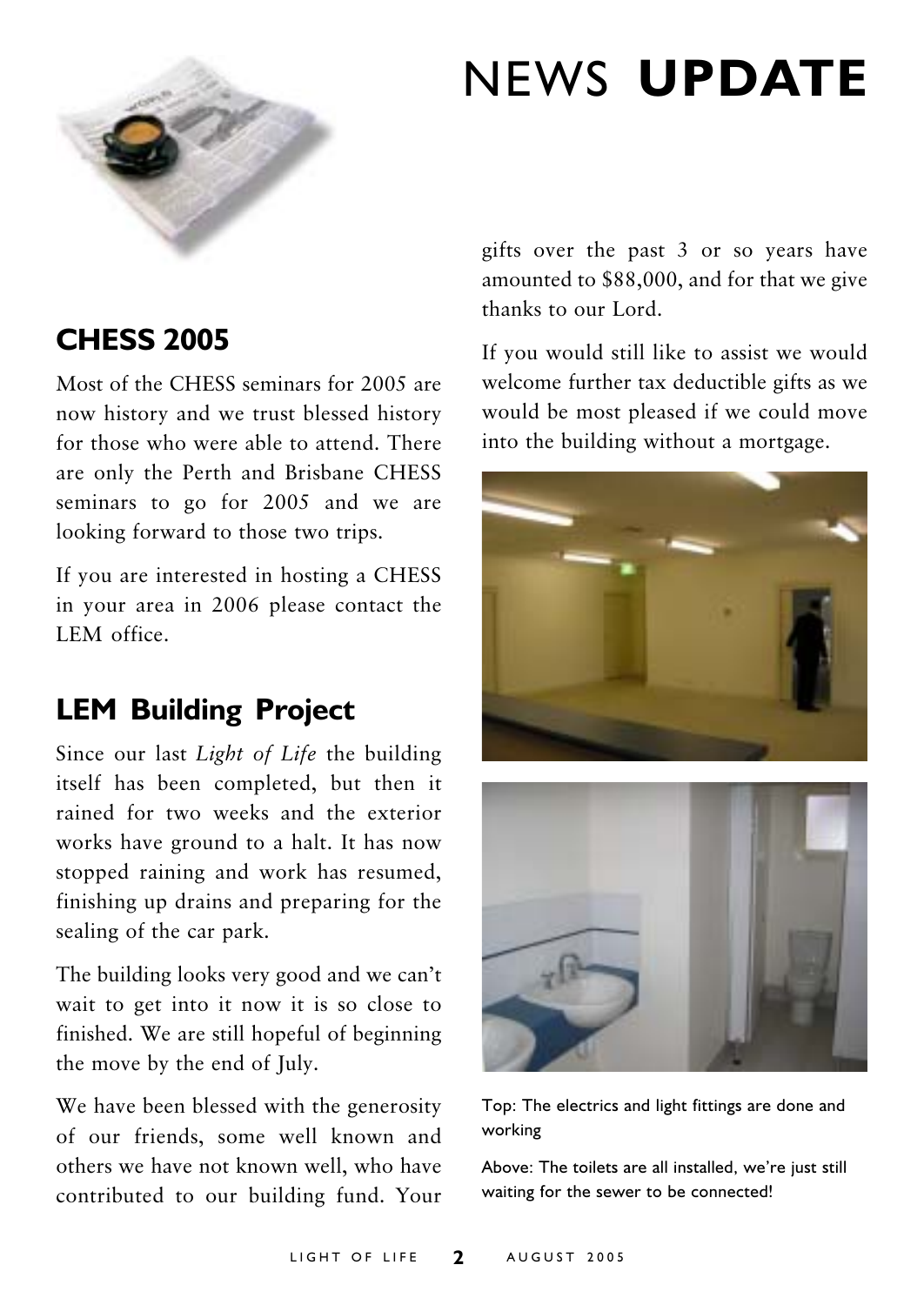# NEWS **UPDATE**

## CHESS 2005

Most of the CHESS seminars for 2005 are now history and we trust blessed history for those who were able to attend. There are only the Perth and Brisbane CHESS seminars to go for 2005 and we are looking forward to those two trips.

If you are interested in hosting a CHESS in your area in 2006 please contact the LEM office.

## LEM Building Project

Since our last *Light of Life* the building itself has been completed, but then it rained for two weeks and the exterior works have ground to a halt. It has now stopped raining and work has resumed, finishing up drains and preparing for the sealing of the car park.

The building looks very good and we can't wait to get into it now it is so close to finished. We are still hopeful of beginning the move by the end of July.

We have been blessed with the generosity of our friends, some well known and others we have not known well, who have contributed to our building fund. Your gifts over the past 3 or so years have amounted to $88,000, and for that we give thanks to our Lord.

If you would still like to assist we would welcome further tax deductible gifts as we would be most pleased if we could move into the building without a mortgage.

Top: The electrics and light fittings are done and working

Above: The toilets are all installed, we're just still waiting for the sewer to be connected!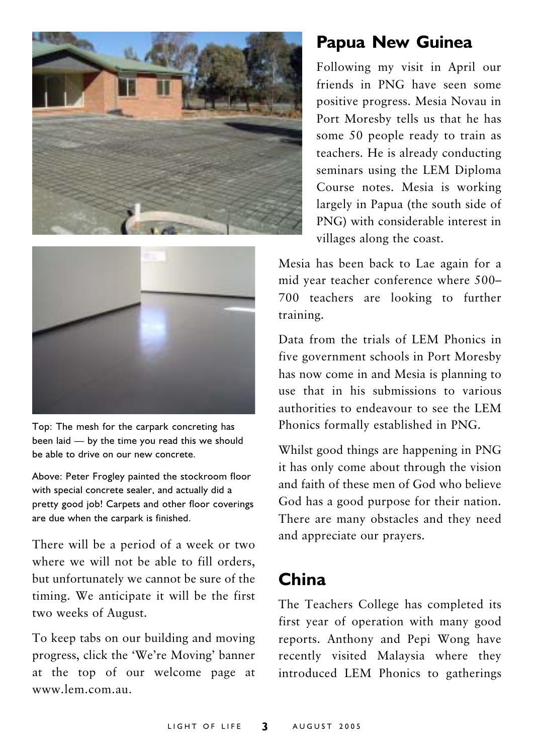Top: The mesh for the carpark concreting has been laid — by the time you read this we should be able to drive on our new concrete.

Above: Peter Frogley painted the stockroom floor with special concrete sealer, and actually did a pretty good job! Carpets and other floor coverings are due when the carpark is finished.

There will be a period of a week or two where we will not be able to fill orders, but unfortunately we cannot be sure of the timing. We anticipate it will be the first two weeks of August.

To keep tabs on our building and moving progress, click the 'We're Moving' banner at the top of our welcome page at www.lem.com.au.

## Papua New Guinea

Following my visit in April our friends in PNG have seen some positive progress. Mesia Novau in Port Moresby tells us that he has some 50 people ready to train as teachers. He is already conducting seminars using the LEM Diploma Course notes. Mesia is working largely in Papua (the south side of PNG) with considerable interest in villages along the coast.

Mesia has been back to Lae again for a mid year teacher conference where 500–700 teachers are looking to further training.

Data from the trials of LEM Phonics in five government schools in Port Moresby has now come in and Mesia is planning to use that in his submissions to various authorities to endeavour to see the LEM Phonics formally established in PNG.

Whilst good things are happening in PNG it has only come about through the vision and faith of these men of God who believe God has a good purpose for their nation. There are many obstacles and they need and appreciate our prayers.

## China

The Teachers College has completed its first year of operation with many good reports. Anthony and Pepi Wong have recently visited Malaysia where they introduced LEM Phonics to gatherings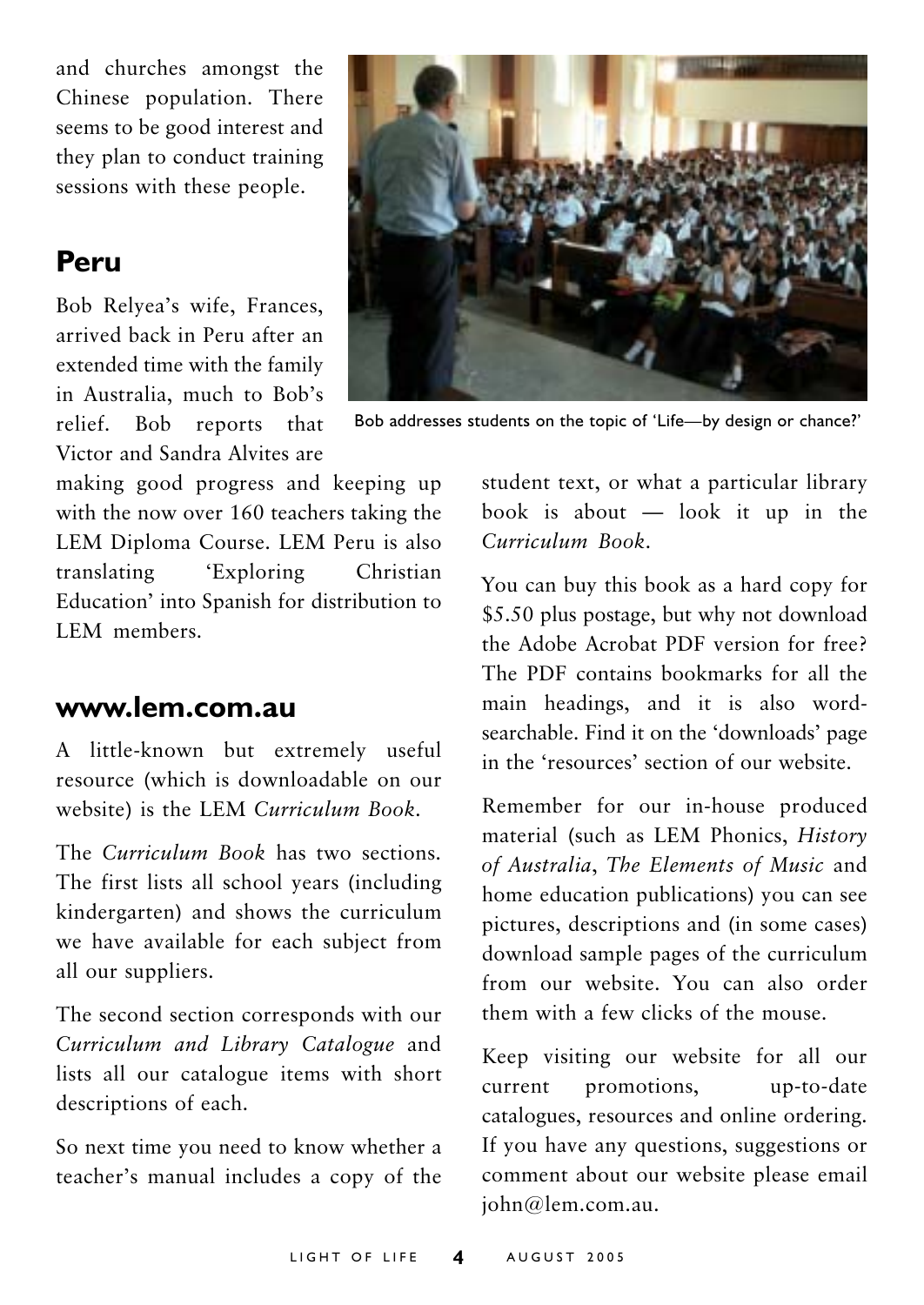and churches amongst the Chinese population. There seems to be good interest and they plan to conduct training sessions with these people.

## Peru

Bob addresses students on the topic of 'Life—by design or chance?'

Bob Relyea's wife, Frances, arrived back in Peru after an extended time with the family in Australia, much to Bob's relief. Bob reports that Victor and Sandra Alvites are making good progress and keeping up with the now over 160 teachers taking the LEM Diploma Course. LEM Peru is also translating 'Exploring Christian Education' into Spanish for distribution to LEM members.

## www.lem.com.au

A little-known but extremely useful resource (which is downloadable on our website) is the LEM *Curriculum Book*.

The *Curriculum Book* has two sections. The first lists all school years (including kindergarten) and shows the curriculum we have available for each subject from all our suppliers.

The second section corresponds with our *Curriculum and Library Catalogue* and lists all our catalogue items with short descriptions of each.

So next time you need to know whether a teacher's manual includes a copy of the student text, or what a particular library book is about — look it up in the *Curriculum Book*.

You can buy this book as a hard copy for $5.50 plus postage, but why not download the Adobe Acrobat PDF version for free? The PDF contains bookmarks for all the main headings, and it is also word-searchable. Find it on the 'downloads' page in the 'resources' section of our website.

Remember for our in-house produced material (such as LEM Phonics, *History of Australia*, *The Elements of Music* and home education publications) you can see pictures, descriptions and (in some cases) download sample pages of the curriculum from our website. You can also order them with a few clicks of the mouse.

Keep visiting our website for all our current promotions, up-to-date catalogues, resources and online ordering. If you have any questions, suggestions or comment about our website please email john@lem.com.au.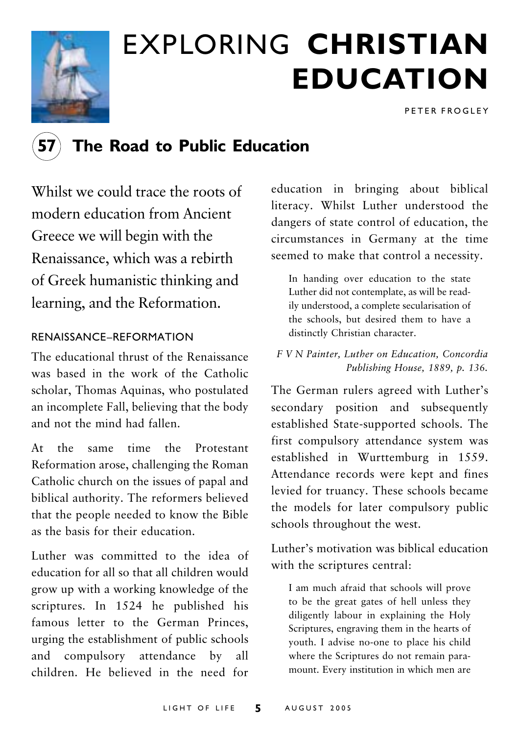# EXPLORING **CHRISTIAN EDUCATION**

PETER FROGLEY

## 57 The Road to Public Education

Whilst we could trace the roots of modern education from Ancient Greece we will begin with the Renaissance, which was a rebirth of Greek humanistic thinking and learning, and the Reformation.

### RENAISSANCE–REFORMATION

The educational thrust of the Renaissance was based in the work of the Catholic scholar, Thomas Aquinas, who postulated an incomplete Fall, believing that the body and not the mind had fallen.

At the same time the Protestant Reformation arose, challenging the Roman Catholic church on the issues of papal and biblical authority. The reformers believed that the people needed to know the Bible as the basis for their education.

Luther was committed to the idea of education for all so that all children would grow up with a working knowledge of the scriptures. In 1524 he published his famous letter to the German Princes, urging the establishment of public schools and compulsory attendance by all children. He believed in the need for education in bringing about biblical literacy. Whilst Luther understood the dangers of state control of education, the circumstances in Germany at the time seemed to make that control a necessity.

> In handing over education to the state Luther did not contemplate, as will be readily understood, a complete secularisation of the schools, but desired them to have a distinctly Christian character.

*F V N Painter, Luther on Education, Concordia Publishing House, 1889, p. 136.*

The German rulers agreed with Luther's secondary position and subsequently established State-supported schools. The first compulsory attendance system was established in Wurttemburg in 1559. Attendance records were kept and fines levied for truancy. These schools became the models for later compulsory public schools throughout the west.

Luther's motivation was biblical education with the scriptures central:

> I am much afraid that schools will prove to be the great gates of hell unless they diligently labour in explaining the Holy Scriptures, engraving them in the hearts of youth. I advise no-one to place his child where the Scriptures do not remain paramount. Every institution in which men are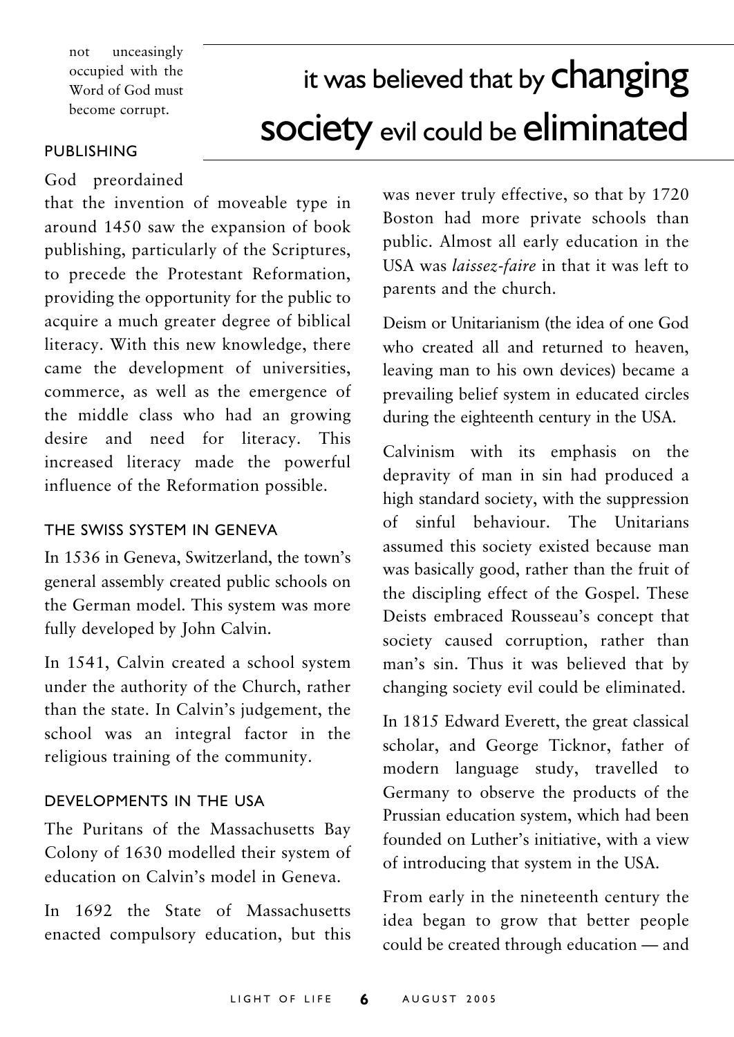not unceasingly occupied with the Word of God must become corrupt.

### PUBLISHING

God preordained that the invention of moveable type in around 1450 saw the expansion of book publishing, particularly of the Scriptures, to precede the Protestant Reformation, providing the opportunity for the public to acquire a much greater degree of biblical literacy. With this new knowledge, there came the development of universities, commerce, as well as the emergence of the middle class who had an growing desire and need for literacy. This increased literacy made the powerful influence of the Reformation possible.

### THE SWISS SYSTEM IN GENEVA

In 1536 in Geneva, Switzerland, the town's general assembly created public schools on the German model. This system was more fully developed by John Calvin.

In 1541, Calvin created a school system under the authority of the Church, rather than the state. In Calvin's judgement, the school was an integral factor in the religious training of the community.

### DEVELOPMENTS IN THE USA

The Puritans of the Massachusetts Bay Colony of 1630 modelled their system of education on Calvin's model in Geneva.

In 1692 the State of Massachusetts enacted compulsory education, but this was never truly effective, so that by 1720 Boston had more private schools than public. Almost all early education in the USA was *laissez-faire* in that it was left to parents and the church.

> it was believed that by **changing society** evil could be **eliminated**

Deism or Unitarianism (the idea of one God who created all and returned to heaven, leaving man to his own devices) became a prevailing belief system in educated circles during the eighteenth century in the USA.

Calvinism with its emphasis on the depravity of man in sin had produced a high standard society, with the suppression of sinful behaviour. The Unitarians assumed this society existed because man was basically good, rather than the fruit of the discipling effect of the Gospel. These Deists embraced Rousseau's concept that society caused corruption, rather than man's sin. Thus it was believed that by changing society evil could be eliminated.

In 1815 Edward Everett, the great classical scholar, and George Ticknor, father of modern language study, travelled to Germany to observe the products of the Prussian education system, which had been founded on Luther's initiative, with a view of introducing that system in the USA.

From early in the nineteenth century the idea began to grow that better people could be created through education — and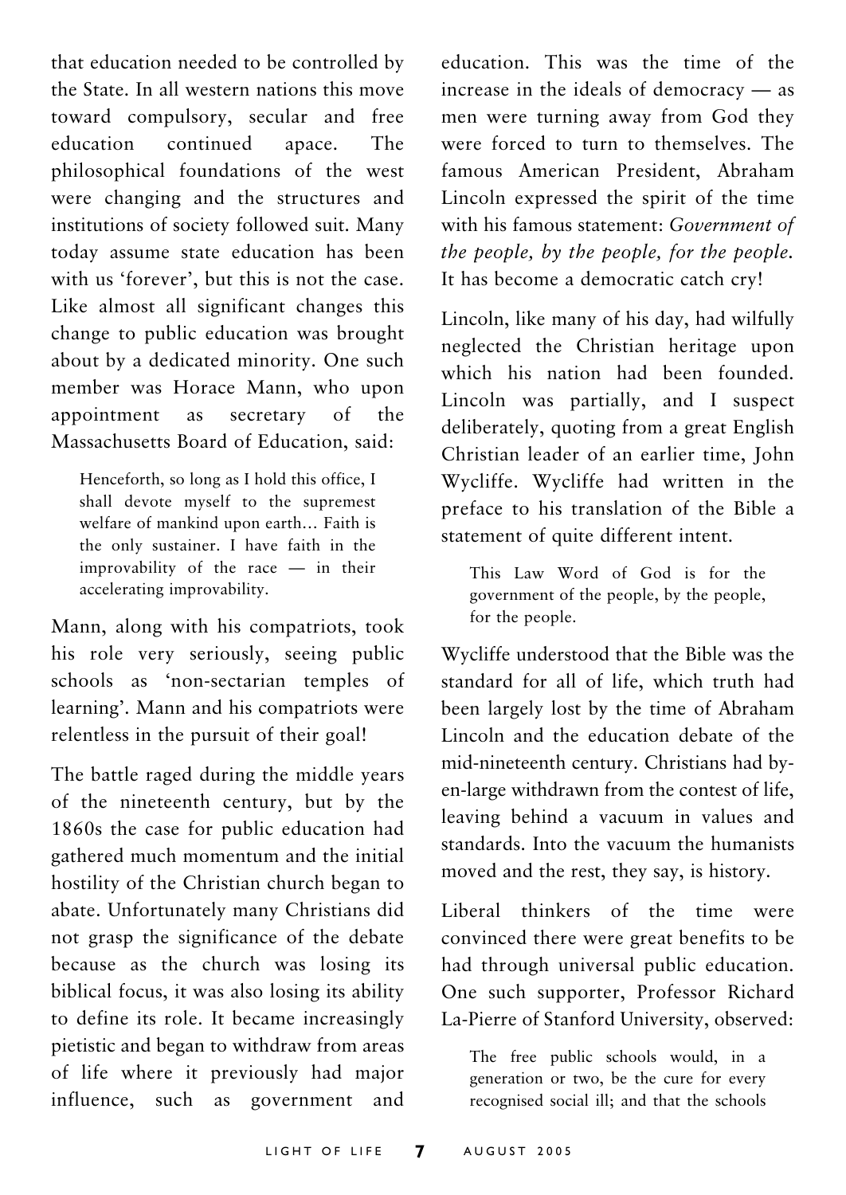that education needed to be controlled by the State. In all western nations this move toward compulsory, secular and free education continued apace. The philosophical foundations of the west were changing and the structures and institutions of society followed suit. Many today assume state education has been with us 'forever', but this is not the case. Like almost all significant changes this change to public education was brought about by a dedicated minority. One such member was Horace Mann, who upon appointment as secretary of the Massachusetts Board of Education, said:

> Henceforth, so long as I hold this office, I shall devote myself to the supremest welfare of mankind upon earth… Faith is the only sustainer. I have faith in the improvability of the race — in their accelerating improvability.

Mann, along with his compatriots, took his role very seriously, seeing public schools as 'non-sectarian temples of learning'. Mann and his compatriots were relentless in the pursuit of their goal!

The battle raged during the middle years of the nineteenth century, but by the 1860s the case for public education had gathered much momentum and the initial hostility of the Christian church began to abate. Unfortunately many Christians did not grasp the significance of the debate because as the church was losing its biblical focus, it was also losing its ability to define its role. It became increasingly pietistic and began to withdraw from areas of life where it previously had major influence, such as government and education. This was the time of the increase in the ideals of democracy — as men were turning away from God they were forced to turn to themselves. The famous American President, Abraham Lincoln expressed the spirit of the time with his famous statement: *Government of the people, by the people, for the people.* It has become a democratic catch cry!

Lincoln, like many of his day, had wilfully neglected the Christian heritage upon which his nation had been founded. Lincoln was partially, and I suspect deliberately, quoting from a great English Christian leader of an earlier time, John Wycliffe. Wycliffe had written in the preface to his translation of the Bible a statement of quite different intent.

> This Law Word of God is for the government of the people, by the people, for the people.

Wycliffe understood that the Bible was the standard for all of life, which truth had been largely lost by the time of Abraham Lincoln and the education debate of the mid-nineteenth century. Christians had by-en-large withdrawn from the contest of life, leaving behind a vacuum in values and standards. Into the vacuum the humanists moved and the rest, they say, is history.

Liberal thinkers of the time were convinced there were great benefits to be had through universal public education. One such supporter, Professor Richard La-Pierre of Stanford University, observed:

> The free public schools would, in a generation or two, be the cure for every recognised social ill; and that the schools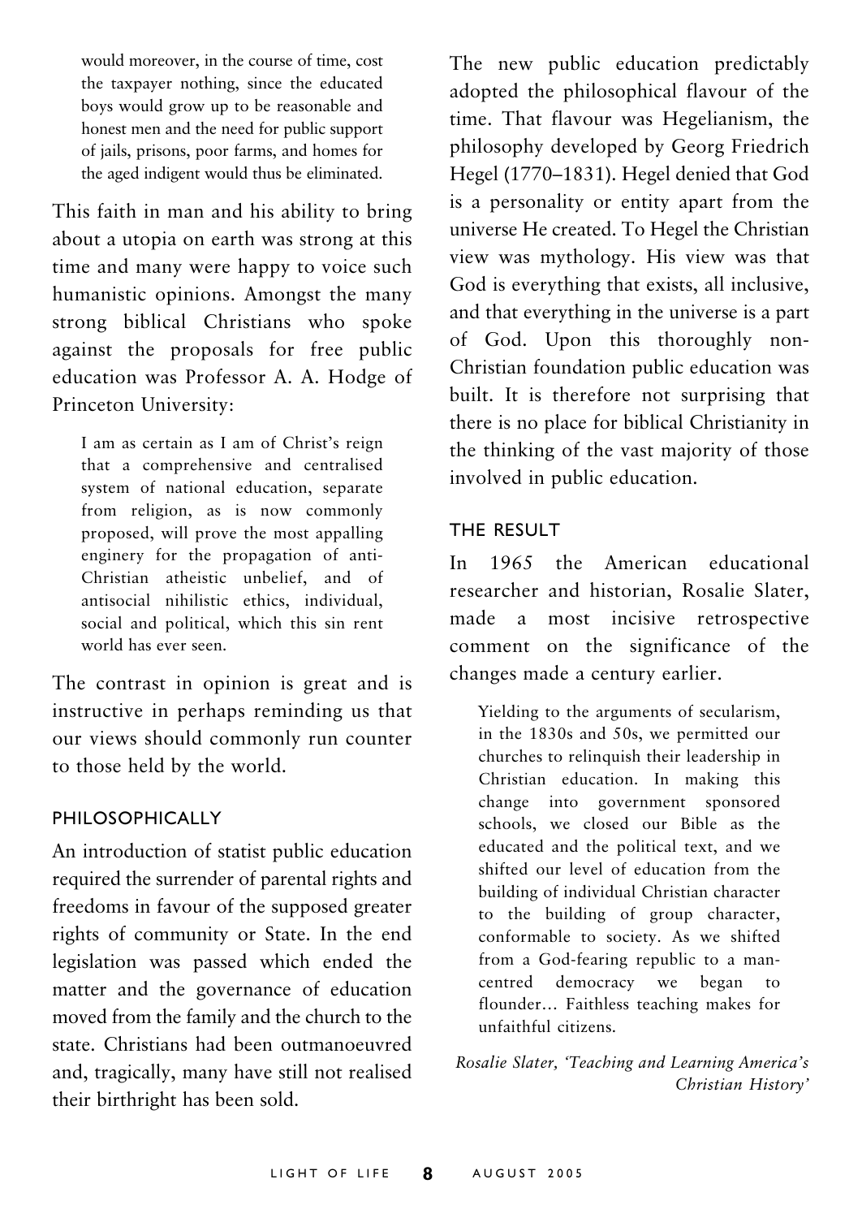> would moreover, in the course of time, cost the taxpayer nothing, since the educated boys would grow up to be reasonable and honest men and the need for public support of jails, prisons, poor farms, and homes for the aged indigent would thus be eliminated.

This faith in man and his ability to bring about a utopia on earth was strong at this time and many were happy to voice such humanistic opinions. Amongst the many strong biblical Christians who spoke against the proposals for free public education was Professor A. A. Hodge of Princeton University:

> I am as certain as I am of Christ's reign that a comprehensive and centralised system of national education, separate from religion, as is now commonly proposed, will prove the most appalling enginery for the propagation of anti-Christian atheistic unbelief, and of antisocial nihilistic ethics, individual, social and political, which this sin rent world has ever seen.

The contrast in opinion is great and is instructive in perhaps reminding us that our views should commonly run counter to those held by the world.

## PHILOSOPHICALLY

An introduction of statist public education required the surrender of parental rights and freedoms in favour of the supposed greater rights of community or State. In the end legislation was passed which ended the matter and the governance of education moved from the family and the church to the state. Christians had been outmanoeuvred and, tragically, many have still not realised their birthright has been sold.

The new public education predictably adopted the philosophical flavour of the time. That flavour was Hegelianism, the philosophy developed by Georg Friedrich Hegel (1770–1831). Hegel denied that God is a personality or entity apart from the universe He created. To Hegel the Christian view was mythology. His view was that God is everything that exists, all inclusive, and that everything in the universe is a part of God. Upon this thoroughly non-Christian foundation public education was built. It is therefore not surprising that there is no place for biblical Christianity in the thinking of the vast majority of those involved in public education.

## THE RESULT

In 1965 the American educational researcher and historian, Rosalie Slater, made a most incisive retrospective comment on the significance of the changes made a century earlier.

> Yielding to the arguments of secularism, in the 1830s and 50s, we permitted our churches to relinquish their leadership in Christian education. In making this change into government sponsored schools, we closed our Bible as the educated and the political text, and we shifted our level of education from the building of individual Christian character to the building of group character, conformable to society. As we shifted from a God-fearing republic to a man-centred democracy we began to flounder... Faithless teaching makes for unfaithful citizens.

*Rosalie Slater, 'Teaching and Learning America's Christian History'*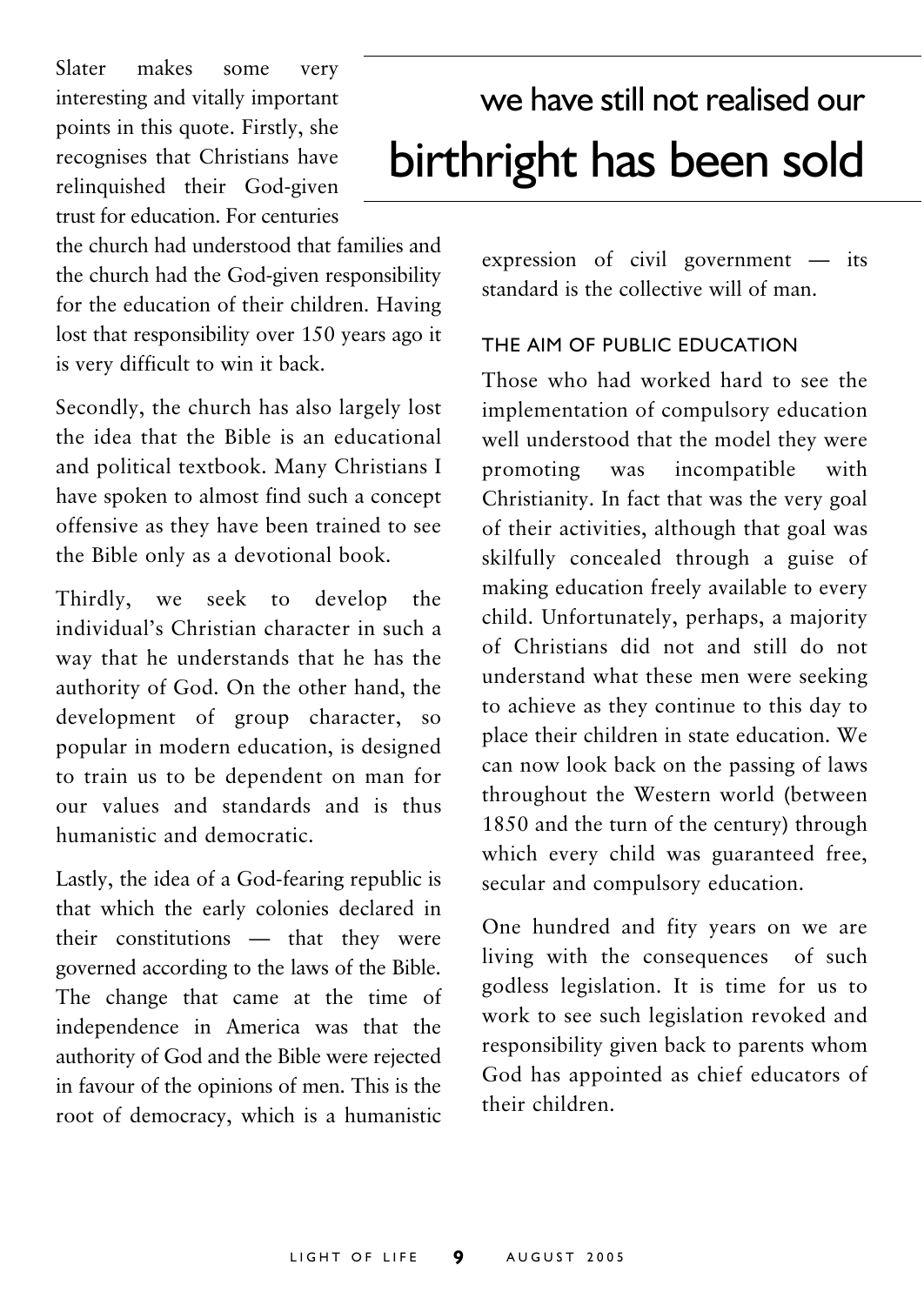Slater makes some very interesting and vitally important points in this quote. Firstly, she recognises that Christians have relinquished their God-given trust for education. For centuries the church had understood that families and the church had the God-given responsibility for the education of their children. Having lost that responsibility over 150 years ago it is very difficult to win it back.

> we have still not realised our birthright has been sold

Secondly, the church has also largely lost the idea that the Bible is an educational and political textbook. Many Christians I have spoken to almost find such a concept offensive as they have been trained to see the Bible only as a devotional book.

Thirdly, we seek to develop the individual's Christian character in such a way that he understands that he has the authority of God. On the other hand, the development of group character, so popular in modern education, is designed to train us to be dependent on man for our values and standards and is thus humanistic and democratic.

Lastly, the idea of a God-fearing republic is that which the early colonies declared in their constitutions — that they were governed according to the laws of the Bible. The change that came at the time of independence in America was that the authority of God and the Bible were rejected in favour of the opinions of men. This is the root of democracy, which is a humanistic expression of civil government — its standard is the collective will of man.

### THE AIM OF PUBLIC EDUCATION

Those who had worked hard to see the implementation of compulsory education well understood that the model they were promoting was incompatible with Christianity. In fact that was the very goal of their activities, although that goal was skilfully concealed through a guise of making education freely available to every child. Unfortunately, perhaps, a majority of Christians did not and still do not understand what these men were seeking to achieve as they continue to this day to place their children in state education. We can now look back on the passing of laws throughout the Western world (between 1850 and the turn of the century) through which every child was guaranteed free, secular and compulsory education.

One hundred and fity years on we are living with the consequences of such godless legislation. It is time for us to work to see such legislation revoked and responsibility given back to parents whom God has appointed as chief educators of their children.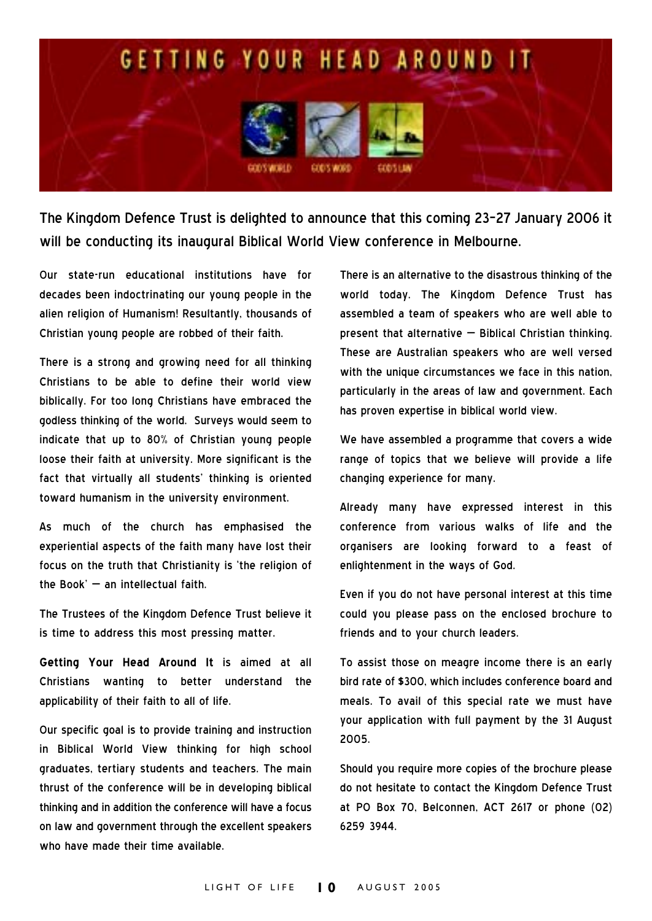# GETTING YOUR HEAD AROUND IT

GOD'S WORLD GOD'S WORD GOD'S LAW

**The Kingdom Defence Trust is delighted to announce that this coming 23-27 January 2006 it will be conducting its inaugural Biblical World View conference in Melbourne.**

Our state-run educational institutions have for decades been indoctrinating our young people in the alien religion of Humanism! Resultantly, thousands of Christian young people are robbed of their faith.

There is a strong and growing need for all thinking Christians to be able to define their world view biblically. For too long Christians have embraced the godless thinking of the world. Surveys would seem to indicate that up to 80% of Christian young people loose their faith at university. More significant is the fact that virtually all students' thinking is oriented toward humanism in the university environment.

As much of the church has emphasised the experiential aspects of the faith many have lost their focus on the truth that Christianity is 'the religion of the Book' — an intellectual faith.

The Trustees of the Kingdom Defence Trust believe it is time to address this most pressing matter.

**Getting Your Head Around It** is aimed at all Christians wanting to better understand the applicability of their faith to all of life.

Our specific goal is to provide training and instruction in Biblical World View thinking for high school graduates, tertiary students and teachers. The main thrust of the conference will be in developing biblical thinking and in addition the conference will have a focus on law and government through the excellent speakers who have made their time available.

There is an alternative to the disastrous thinking of the world today. The Kingdom Defence Trust has assembled a team of speakers who are well able to present that alternative — Biblical Christian thinking. These are Australian speakers who are well versed with the unique circumstances we face in this nation, particularly in the areas of law and government. Each has proven expertise in biblical world view.

We have assembled a programme that covers a wide range of topics that we believe will provide a life changing experience for many.

Already many have expressed interest in this conference from various walks of life and the organisers are looking forward to a feast of enlightenment in the ways of God.

Even if you do not have personal interest at this time could you please pass on the enclosed brochure to friends and to your church leaders.

To assist those on meagre income there is an early bird rate of $300, which includes conference board and meals. To avail of this special rate we must have your application with full payment by the 31 August 2005.

Should you require more copies of the brochure please do not hesitate to contact the Kingdom Defence Trust at PO Box 70, Belconnen, ACT 2617 or phone (02) 6259 3944.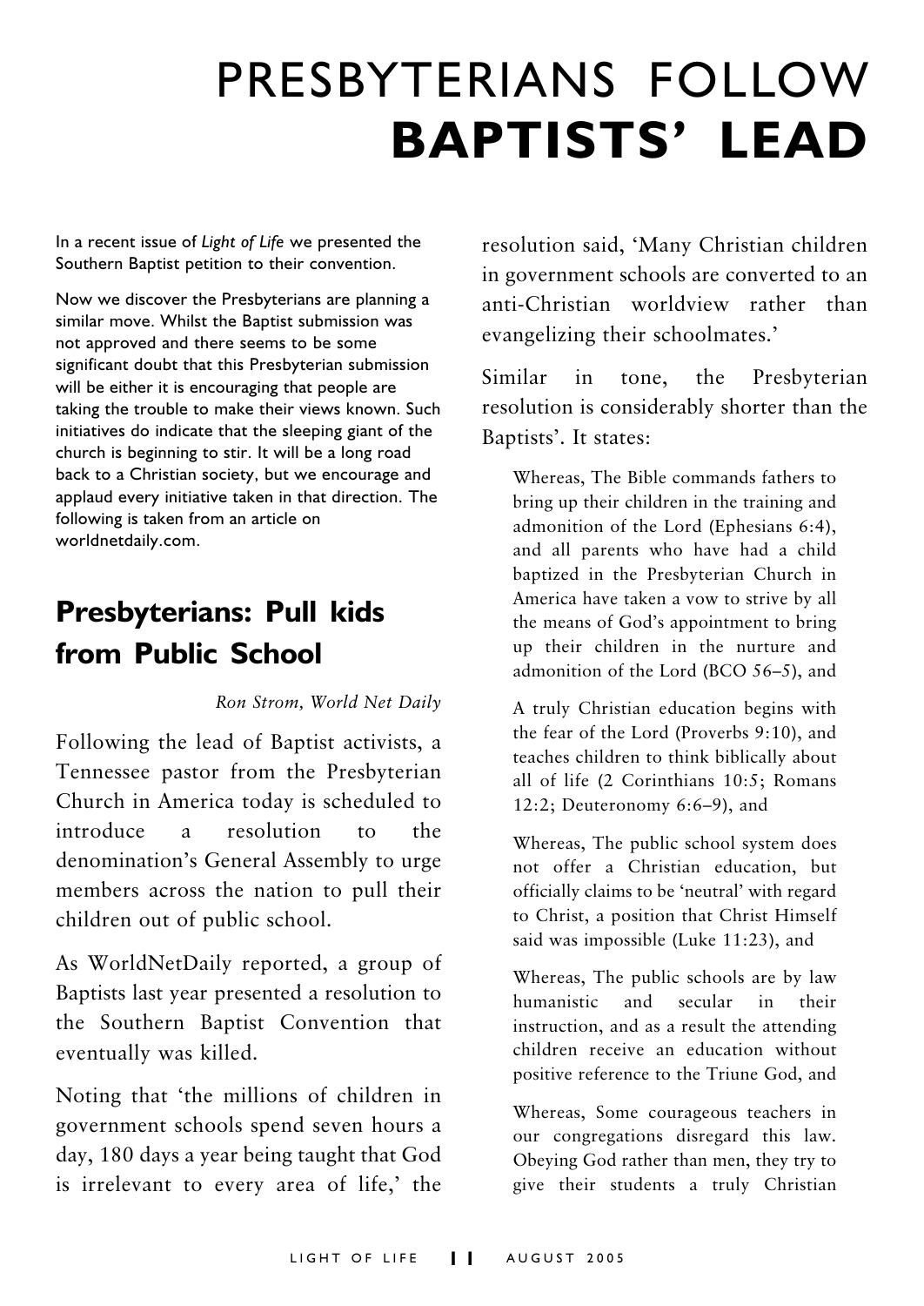# PRESBYTERIANS FOLLOW **BAPTISTS' LEAD**

In a recent issue of *Light of Life* we presented the Southern Baptist petition to their convention.

Now we discover the Presbyterians are planning a similar move. Whilst the Baptist submission was not approved and there seems to be some significant doubt that this Presbyterian submission will be either it is encouraging that people are taking the trouble to make their views known. Such initiatives do indicate that the sleeping giant of the church is beginning to stir. It will be a long road back to a Christian society, but we encourage and applaud every initiative taken in that direction. The following is taken from an article on worldnetdaily.com.

## Presbyterians: Pull kids from Public School

*Ron Strom, World Net Daily*

Following the lead of Baptist activists, a Tennessee pastor from the Presbyterian Church in America today is scheduled to introduce a resolution to the denomination's General Assembly to urge members across the nation to pull their children out of public school.

As WorldNetDaily reported, a group of Baptists last year presented a resolution to the Southern Baptist Convention that eventually was killed.

Noting that 'the millions of children in government schools spend seven hours a day, 180 days a year being taught that God is irrelevant to every area of life,' the resolution said, 'Many Christian children in government schools are converted to an anti-Christian worldview rather than evangelizing their schoolmates.'

Similar in tone, the Presbyterian resolution is considerably shorter than the Baptists'. It states:

> Whereas, The Bible commands fathers to bring up their children in the training and admonition of the Lord (Ephesians 6:4), and all parents who have had a child baptized in the Presbyterian Church in America have taken a vow to strive by all the means of God's appointment to bring up their children in the nurture and admonition of the Lord (BCO 56–5), and
>
> A truly Christian education begins with the fear of the Lord (Proverbs 9:10), and teaches children to think biblically about all of life (2 Corinthians 10:5; Romans 12:2; Deuteronomy 6:6–9), and
>
> Whereas, The public school system does not offer a Christian education, but officially claims to be 'neutral' with regard to Christ, a position that Christ Himself said was impossible (Luke 11:23), and
>
> Whereas, The public schools are by law humanistic and secular in their instruction, and as a result the attending children receive an education without positive reference to the Triune God, and
>
> Whereas, Some courageous teachers in our congregations disregard this law. Obeying God rather than men, they try to give their students a truly Christian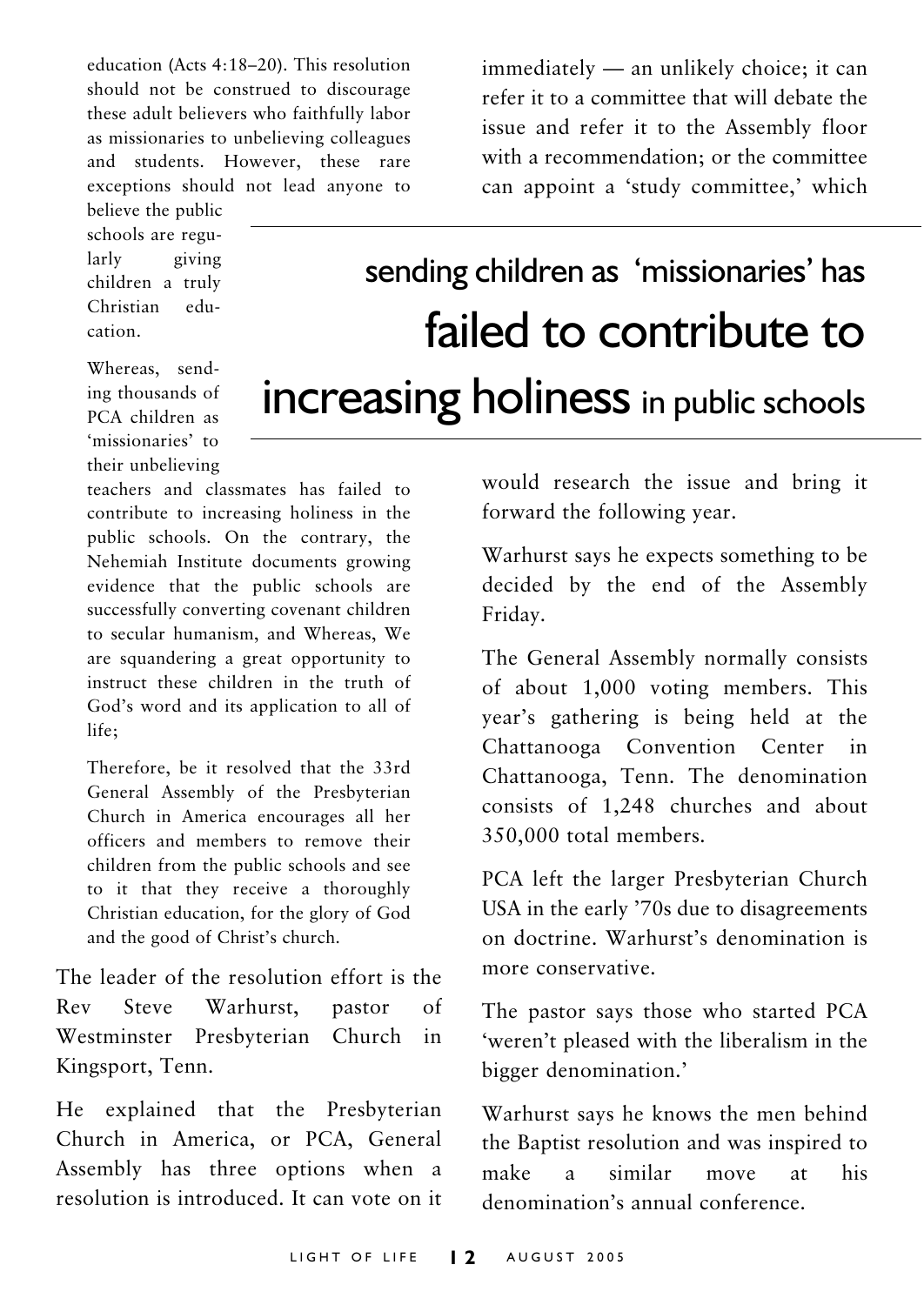education (Acts 4:18–20). This resolution should not be construed to discourage these adult believers who faithfully labor as missionaries to unbelieving colleagues and students. However, these rare exceptions should not lead anyone to believe the public schools are regularly giving children a truly Christian education.

Whereas, sending thousands of PCA children as 'missionaries' to their unbelieving teachers and classmates has failed to contribute to increasing holiness in the public schools. On the contrary, the Nehemiah Institute documents growing evidence that the public schools are successfully converting covenant children to secular humanism, and Whereas, We are squandering a great opportunity to instruct these children in the truth of God's word and its application to all of life;

Therefore, be it resolved that the 33rd General Assembly of the Presbyterian Church in America encourages all her officers and members to remove their children from the public schools and see to it that they receive a thoroughly Christian education, for the glory of God and the good of Christ's church.

The leader of the resolution effort is the Rev Steve Warhurst, pastor of Westminster Presbyterian Church in Kingsport, Tenn.

He explained that the Presbyterian Church in America, or PCA, General Assembly has three options when a resolution is introduced. It can vote on it immediately — an unlikely choice; it can refer it to a committee that will debate the issue and refer it to the Assembly floor with a recommendation; or the committee can appoint a 'study committee,' which would research the issue and bring it forward the following year.

> sending children as 'missionaries' has **failed to contribute to increasing holiness** in public schools

Warhurst says he expects something to be decided by the end of the Assembly Friday.

The General Assembly normally consists of about 1,000 voting members. This year's gathering is being held at the Chattanooga Convention Center in Chattanooga, Tenn. The denomination consists of 1,248 churches and about 350,000 total members.

PCA left the larger Presbyterian Church USA in the early '70s due to disagreements on doctrine. Warhurst's denomination is more conservative.

The pastor says those who started PCA 'weren't pleased with the liberalism in the bigger denomination.'

Warhurst says he knows the men behind the Baptist resolution and was inspired to make a similar move at his denomination's annual conference.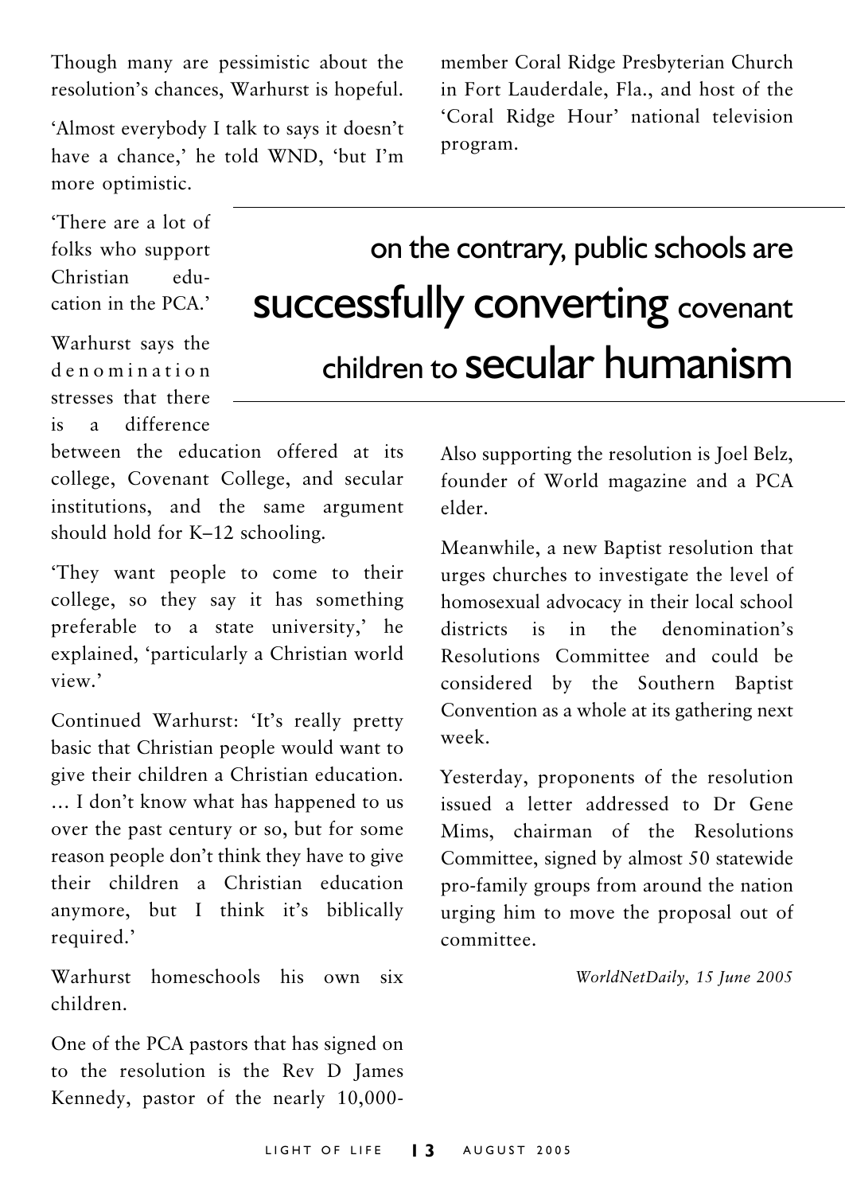Though many are pessimistic about the resolution's chances, Warhurst is hopeful.

'Almost everybody I talk to says it doesn't have a chance,' he told WND, 'but I'm more optimistic.

'There are a lot of folks who support Christian education in the PCA.'

> **on the contrary, public schools are successfully converting covenant children to secular humanism**

Warhurst says the denomination stresses that there is a difference between the education offered at its college, Covenant College, and secular institutions, and the same argument should hold for K–12 schooling.

'They want people to come to their college, so they say it has something preferable to a state university,' he explained, 'particularly a Christian world view.'

Continued Warhurst: 'It's really pretty basic that Christian people would want to give their children a Christian education. … I don't know what has happened to us over the past century or so, but for some reason people don't think they have to give their children a Christian education anymore, but I think it's biblically required.'

Warhurst homeschools his own six children.

One of the PCA pastors that has signed on to the resolution is the Rev D James Kennedy, pastor of the nearly 10,000-member Coral Ridge Presbyterian Church in Fort Lauderdale, Fla., and host of the 'Coral Ridge Hour' national television program.

Also supporting the resolution is Joel Belz, founder of World magazine and a PCA elder.

Meanwhile, a new Baptist resolution that urges churches to investigate the level of homosexual advocacy in their local school districts is in the denomination's Resolutions Committee and could be considered by the Southern Baptist Convention as a whole at its gathering next week.

Yesterday, proponents of the resolution issued a letter addressed to Dr Gene Mims, chairman of the Resolutions Committee, signed by almost 50 statewide pro-family groups from around the nation urging him to move the proposal out of committee.

*WorldNetDaily, 15 June 2005*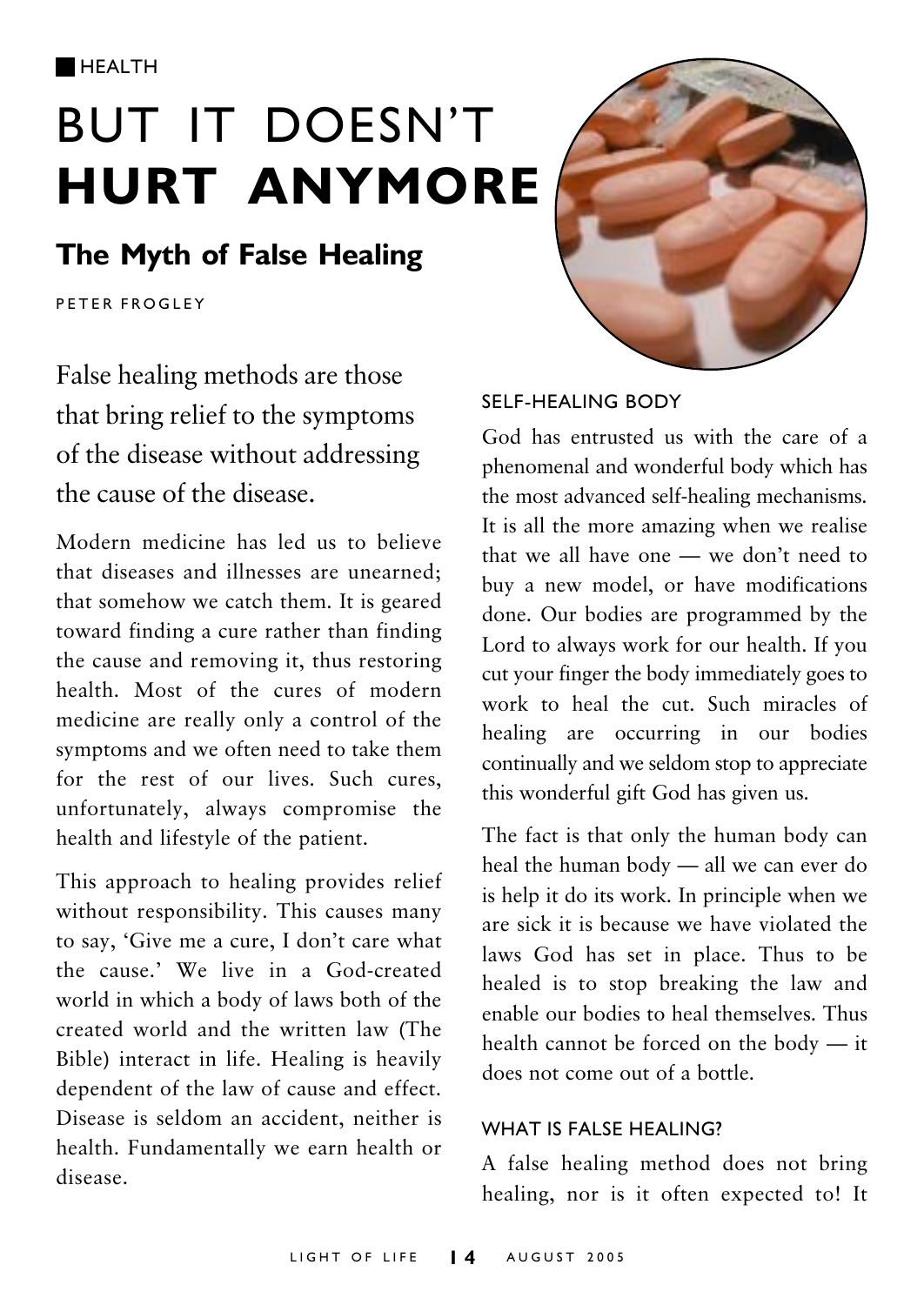HEALTH

# BUT IT DOESN'T **HURT ANYMORE**

## The Myth of False Healing

PETER FROGLEY

False healing methods are those that bring relief to the symptoms of the disease without addressing the cause of the disease.

Modern medicine has led us to believe that diseases and illnesses are unearned; that somehow we catch them. It is geared toward finding a cure rather than finding the cause and removing it, thus restoring health. Most of the cures of modern medicine are really only a control of the symptoms and we often need to take them for the rest of our lives. Such cures, unfortunately, always compromise the health and lifestyle of the patient.

This approach to healing provides relief without responsibility. This causes many to say, 'Give me a cure, I don't care what the cause.' We live in a God-created world in which a body of laws both of the created world and the written law (The Bible) interact in life. Healing is heavily dependent of the law of cause and effect. Disease is seldom an accident, neither is health. Fundamentally we earn health or disease.

### SELF-HEALING BODY

God has entrusted us with the care of a phenomenal and wonderful body which has the most advanced self-healing mechanisms. It is all the more amazing when we realise that we all have one — we don't need to buy a new model, or have modifications done. Our bodies are programmed by the Lord to always work for our health. If you cut your finger the body immediately goes to work to heal the cut. Such miracles of healing are occurring in our bodies continually and we seldom stop to appreciate this wonderful gift God has given us.

The fact is that only the human body can heal the human body — all we can ever do is help it do its work. In principle when we are sick it is because we have violated the laws God has set in place. Thus to be healed is to stop breaking the law and enable our bodies to heal themselves. Thus health cannot be forced on the body — it does not come out of a bottle.

### WHAT IS FALSE HEALING?

A false healing method does not bring healing, nor is it often expected to! It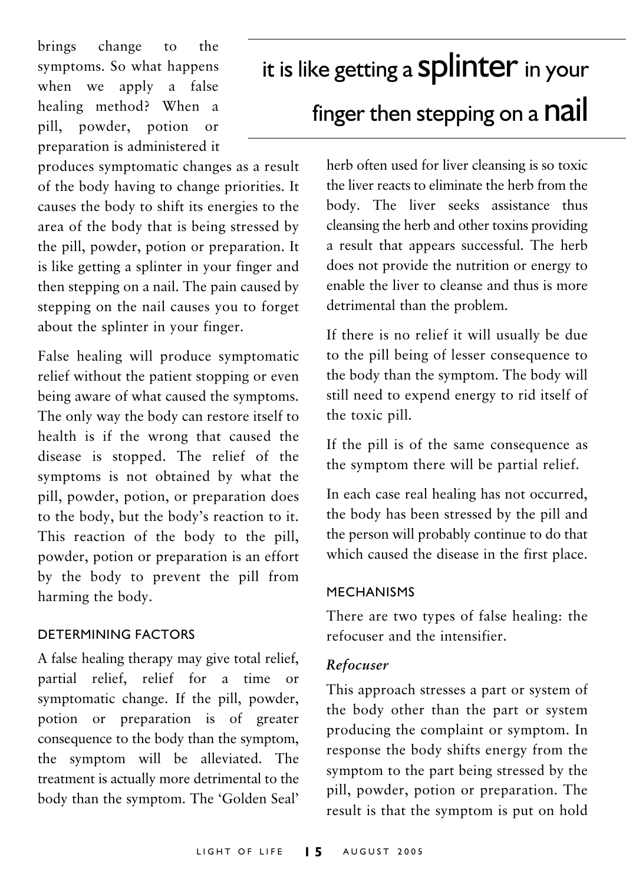brings change to the symptoms. So what happens when we apply a false healing method? When a pill, powder, potion or preparation is administered it produces symptomatic changes as a result of the body having to change priorities. It causes the body to shift its energies to the area of the body that is being stressed by the pill, powder, potion or preparation. It is like getting a splinter in your finger and then stepping on a nail. The pain caused by stepping on the nail causes you to forget about the splinter in your finger.

> it is like getting a **splinter** in your finger then stepping on a **nail**

False healing will produce symptomatic relief without the patient stopping or even being aware of what caused the symptoms. The only way the body can restore itself to health is if the wrong that caused the disease is stopped. The relief of the symptoms is not obtained by what the pill, powder, potion, or preparation does to the body, but the body's reaction to it. This reaction of the body to the pill, powder, potion or preparation is an effort by the body to prevent the pill from harming the body.

## DETERMINING FACTORS

A false healing therapy may give total relief, partial relief, relief for a time or symptomatic change. If the pill, powder, potion or preparation is of greater consequence to the body than the symptom, the symptom will be alleviated. The treatment is actually more detrimental to the body than the symptom. The 'Golden Seal' herb often used for liver cleansing is so toxic the liver reacts to eliminate the herb from the body. The liver seeks assistance thus cleansing the herb and other toxins providing a result that appears successful. The herb does not provide the nutrition or energy to enable the liver to cleanse and thus is more detrimental than the problem.

If there is no relief it will usually be due to the pill being of lesser consequence to the body than the symptom. The body will still need to expend energy to rid itself of the toxic pill.

If the pill is of the same consequence as the symptom there will be partial relief.

In each case real healing has not occurred, the body has been stressed by the pill and the person will probably continue to do that which caused the disease in the first place.

## MECHANISMS

There are two types of false healing: the refocuser and the intensifier.

### *Refocuser*

This approach stresses a part or system of the body other than the part or system producing the complaint or symptom. In response the body shifts energy from the symptom to the part being stressed by the pill, powder, potion or preparation. The result is that the symptom is put on hold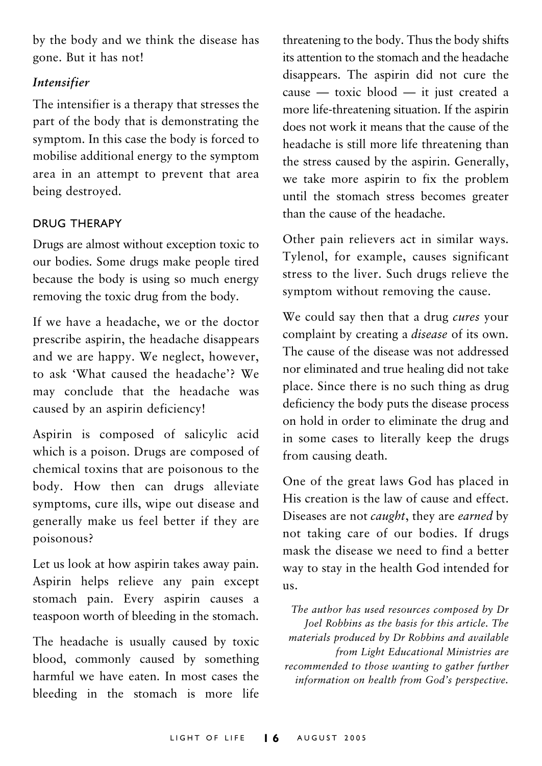by the body and we think the disease has gone. But it has not!

### *Intensifier*

The intensifier is a therapy that stresses the part of the body that is demonstrating the symptom. In this case the body is forced to mobilise additional energy to the symptom area in an attempt to prevent that area being destroyed.

#### DRUG THERAPY

Drugs are almost without exception toxic to our bodies. Some drugs make people tired because the body is using so much energy removing the toxic drug from the body.

If we have a headache, we or the doctor prescribe aspirin, the headache disappears and we are happy. We neglect, however, to ask 'What caused the headache'? We may conclude that the headache was caused by an aspirin deficiency!

Aspirin is composed of salicylic acid which is a poison. Drugs are composed of chemical toxins that are poisonous to the body. How then can drugs alleviate symptoms, cure ills, wipe out disease and generally make us feel better if they are poisonous?

Let us look at how aspirin takes away pain. Aspirin helps relieve any pain except stomach pain. Every aspirin causes a teaspoon worth of bleeding in the stomach.

The headache is usually caused by toxic blood, commonly caused by something harmful we have eaten. In most cases the bleeding in the stomach is more life threatening to the body. Thus the body shifts its attention to the stomach and the headache disappears. The aspirin did not cure the cause — toxic blood — it just created a more life-threatening situation. If the aspirin does not work it means that the cause of the headache is still more life threatening than the stress caused by the aspirin. Generally, we take more aspirin to fix the problem until the stomach stress becomes greater than the cause of the headache.

Other pain relievers act in similar ways. Tylenol, for example, causes significant stress to the liver. Such drugs relieve the symptom without removing the cause.

We could say then that a drug *cures* your complaint by creating a *disease* of its own. The cause of the disease was not addressed nor eliminated and true healing did not take place. Since there is no such thing as drug deficiency the body puts the disease process on hold in order to eliminate the drug and in some cases to literally keep the drugs from causing death.

One of the great laws God has placed in His creation is the law of cause and effect. Diseases are not *caught*, they are *earned* by not taking care of our bodies. If drugs mask the disease we need to find a better way to stay in the health God intended for us.

*The author has used resources composed by Dr Joel Robbins as the basis for this article. The materials produced by Dr Robbins and available from Light Educational Ministries are recommended to those wanting to gather further information on health from God's perspective.*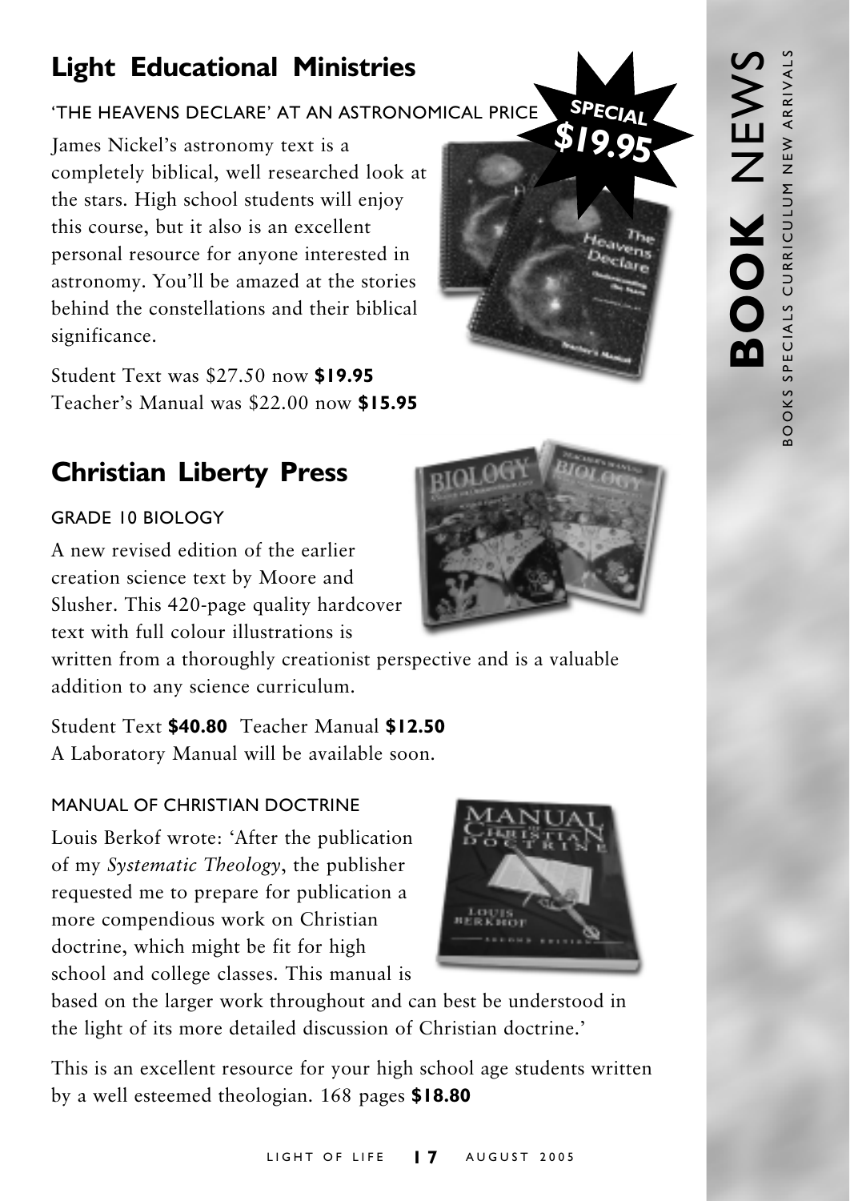## Light Educational Ministries

'THE HEAVENS DECLARE' AT AN ASTRONOMICAL PRICE

SPECIAL **$19.95**

James Nickel's astronomy text is a completely biblical, well researched look at the stars. High school students will enjoy this course, but it also is an excellent personal resource for anyone interested in astronomy. You'll be amazed at the stories behind the constellations and their biblical significance.

Student Text was $27.50 now **$19.95**
Teacher's Manual was $22.00 now **$15.95**

## Christian Liberty Press

### GRADE 10 BIOLOGY

A new revised edition of the earlier creation science text by Moore and Slusher. This 420-page quality hardcover text with full colour illustrations is written from a thoroughly creationist perspective and is a valuable addition to any science curriculum.

Student Text **$40.80** Teacher Manual **$12.50**
A Laboratory Manual will be available soon.

### MANUAL OF CHRISTIAN DOCTRINE

Louis Berkof wrote: 'After the publication of my *Systematic Theology*, the publisher requested me to prepare for publication a more compendious work on Christian doctrine, which might be fit for high school and college classes. This manual is based on the larger work throughout and can best be understood in the light of its more detailed discussion of Christian doctrine.'

This is an excellent resource for your high school age students written by a well esteemed theologian. 168 pages **$18.80**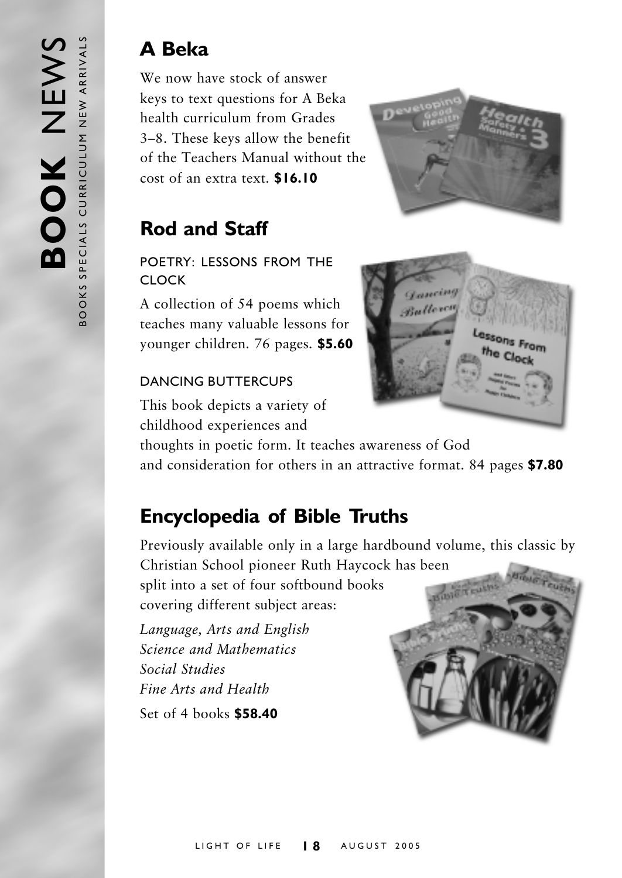## A Beka

We now have stock of answer keys to text questions for A Beka health curriculum from Grades 3–8. These keys allow the benefit of the Teachers Manual without the cost of an extra text. **$16.10**

## Rod and Staff

POETRY: LESSONS FROM THE CLOCK

A collection of 54 poems which teaches many valuable lessons for younger children. 76 pages. **$5.60**

DANCING BUTTERCUPS

This book depicts a variety of childhood experiences and thoughts in poetic form. It teaches awareness of God and consideration for others in an attractive format. 84 pages **$7.80**

## Encyclopedia of Bible Truths

Previously available only in a large hardbound volume, this classic by Christian School pioneer Ruth Haycock has been split into a set of four softbound books covering different subject areas:

*Language, Arts and English*
*Science and Mathematics*
*Social Studies*
*Fine Arts and Health*

Set of 4 books **$58.40**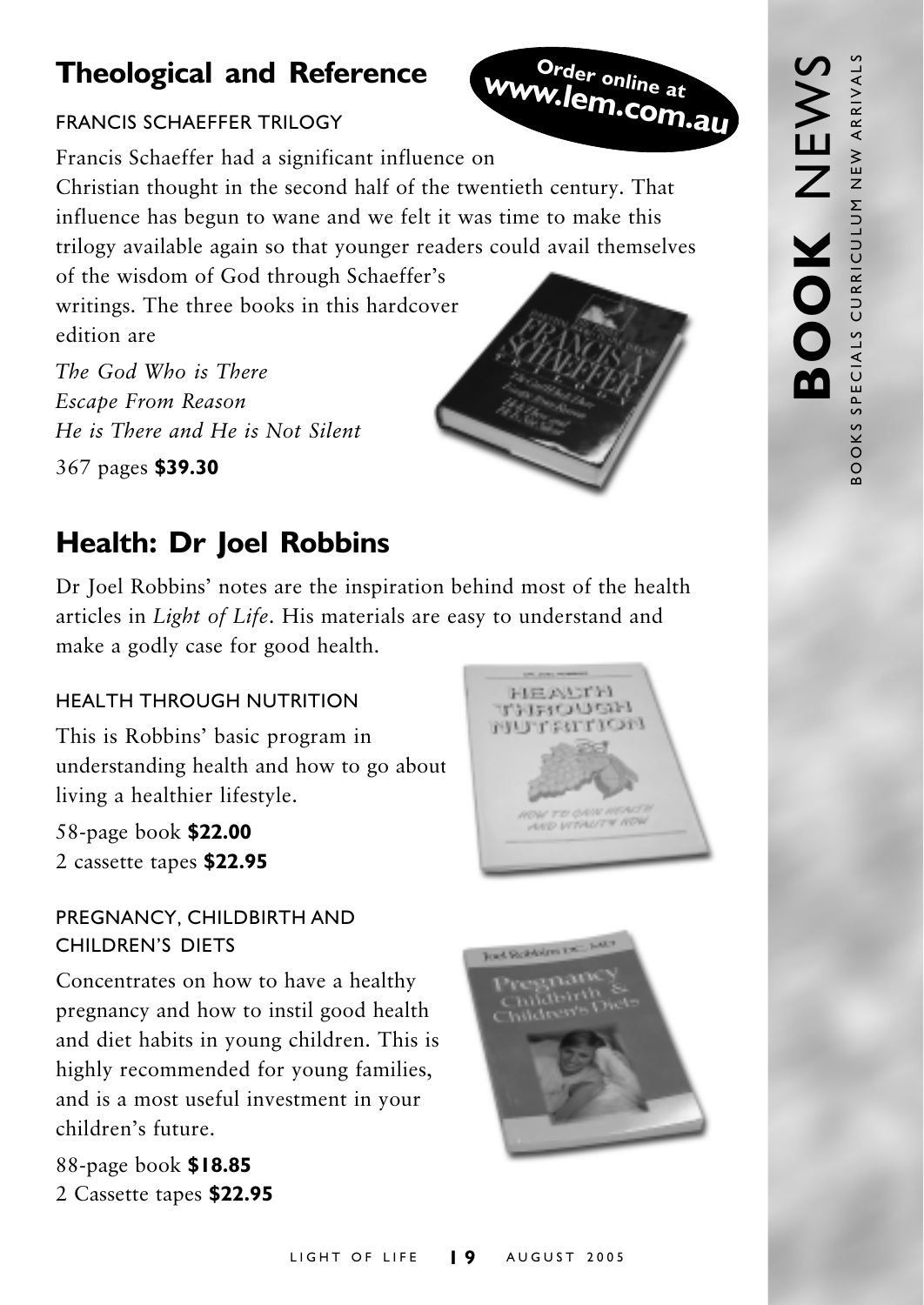## Theological and Reference

**Order online at www.lem.com.au**

FRANCIS SCHAEFFER TRILOGY

Francis Schaeffer had a significant influence on Christian thought in the second half of the twentieth century. That influence has begun to wane and we felt it was time to make this trilogy available again so that younger readers could avail themselves of the wisdom of God through Schaeffer's writings. The three books in this hardcover edition are

*The God Who is There*
*Escape From Reason*
*He is There and He is Not Silent*

367 pages **$39.30**

## Health: Dr Joel Robbins

Dr Joel Robbins' notes are the inspiration behind most of the health articles in *Light of Life*. His materials are easy to understand and make a godly case for good health.

HEALTH THROUGH NUTRITION

This is Robbins' basic program in understanding health and how to go about living a healthier lifestyle.

58-page book **$22.00**
2 cassette tapes **$22.95**

PREGNANCY, CHILDBIRTH AND CHILDREN'S DIETS

Concentrates on how to have a healthy pregnancy and how to instil good health and diet habits in young children. This is highly recommended for young families, and is a most useful investment in your children's future.

88-page book **$18.85**
2 Cassette tapes **$22.95**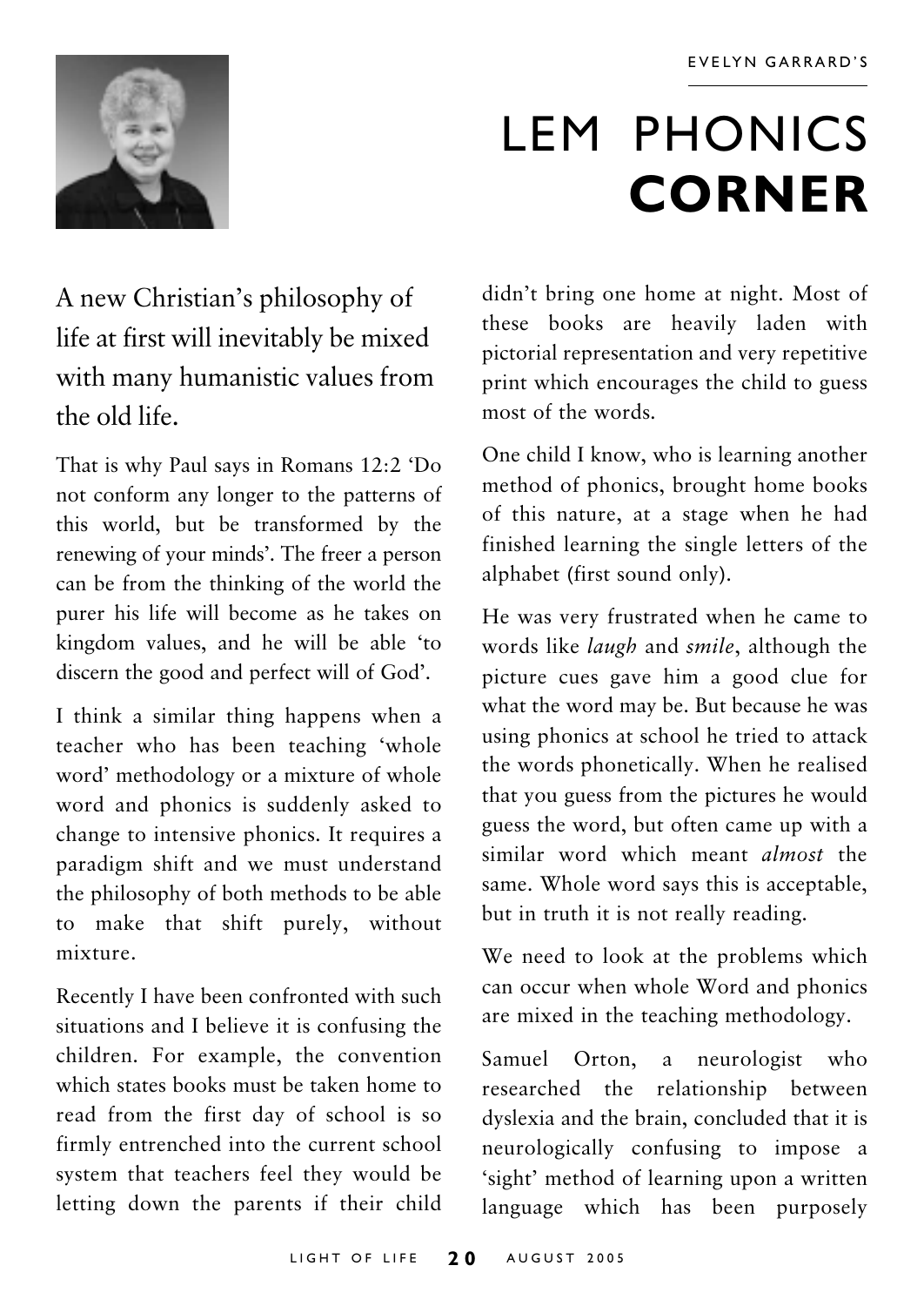EVELYN GARRARD'S

# LEM PHONICS **CORNER**

A new Christian's philosophy of life at first will inevitably be mixed with many humanistic values from the old life.

That is why Paul says in Romans 12:2 'Do not conform any longer to the patterns of this world, but be transformed by the renewing of your minds'. The freer a person can be from the thinking of the world the purer his life will become as he takes on kingdom values, and he will be able 'to discern the good and perfect will of God'.

I think a similar thing happens when a teacher who has been teaching 'whole word' methodology or a mixture of whole word and phonics is suddenly asked to change to intensive phonics. It requires a paradigm shift and we must understand the philosophy of both methods to be able to make that shift purely, without mixture.

Recently I have been confronted with such situations and I believe it is confusing the children. For example, the convention which states books must be taken home to read from the first day of school is so firmly entrenched into the current school system that teachers feel they would be letting down the parents if their child didn't bring one home at night. Most of these books are heavily laden with pictorial representation and very repetitive print which encourages the child to guess most of the words.

One child I know, who is learning another method of phonics, brought home books of this nature, at a stage when he had finished learning the single letters of the alphabet (first sound only).

He was very frustrated when he came to words like *laugh* and *smile*, although the picture cues gave him a good clue for what the word may be. But because he was using phonics at school he tried to attack the words phonetically. When he realised that you guess from the pictures he would guess the word, but often came up with a similar word which meant *almost* the same. Whole word says this is acceptable, but in truth it is not really reading.

We need to look at the problems which can occur when whole Word and phonics are mixed in the teaching methodology.

Samuel Orton, a neurologist who researched the relationship between dyslexia and the brain, concluded that it is neurologically confusing to impose a 'sight' method of learning upon a written language which has been purposely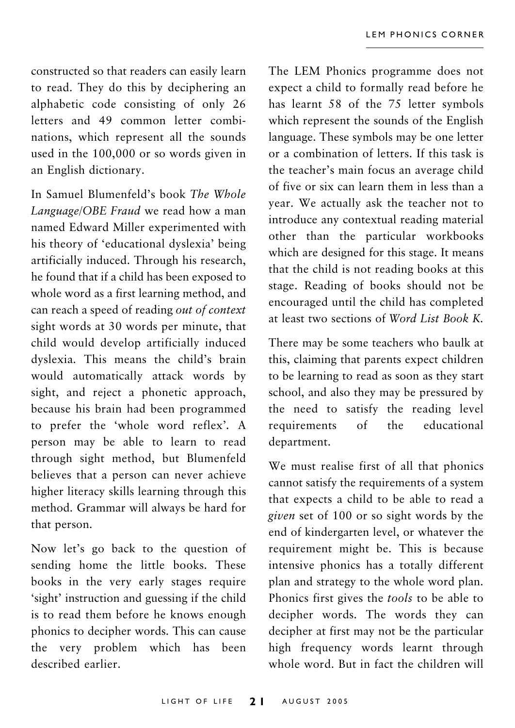constructed so that readers can easily learn to read. They do this by deciphering an alphabetic code consisting of only 26 letters and 49 common letter combinations, which represent all the sounds used in the 100,000 or so words given in an English dictionary.

In Samuel Blumenfeld's book *The Whole Language/OBE Fraud* we read how a man named Edward Miller experimented with his theory of 'educational dyslexia' being artificially induced. Through his research, he found that if a child has been exposed to whole word as a first learning method, and can reach a speed of reading *out of context* sight words at 30 words per minute, that child would develop artificially induced dyslexia. This means the child's brain would automatically attack words by sight, and reject a phonetic approach, because his brain had been programmed to prefer the 'whole word reflex'. A person may be able to learn to read through sight method, but Blumenfeld believes that a person can never achieve higher literacy skills learning through this method. Grammar will always be hard for that person.

Now let's go back to the question of sending home the little books. These books in the very early stages require 'sight' instruction and guessing if the child is to read them before he knows enough phonics to decipher words. This can cause the very problem which has been described earlier.

The LEM Phonics programme does not expect a child to formally read before he has learnt 58 of the 75 letter symbols which represent the sounds of the English language. These symbols may be one letter or a combination of letters. If this task is the teacher's main focus an average child of five or six can learn them in less than a year. We actually ask the teacher not to introduce any contextual reading material other than the particular workbooks which are designed for this stage. It means that the child is not reading books at this stage. Reading of books should not be encouraged until the child has completed at least two sections of *Word List Book K.*

There may be some teachers who baulk at this, claiming that parents expect children to be learning to read as soon as they start school, and also they may be pressured by the need to satisfy the reading level requirements of the educational department.

We must realise first of all that phonics cannot satisfy the requirements of a system that expects a child to be able to read a *given* set of 100 or so sight words by the end of kindergarten level, or whatever the requirement might be. This is because intensive phonics has a totally different plan and strategy to the whole word plan. Phonics first gives the *tools* to be able to decipher words. The words they can decipher at first may not be the particular high frequency words learnt through whole word. But in fact the children will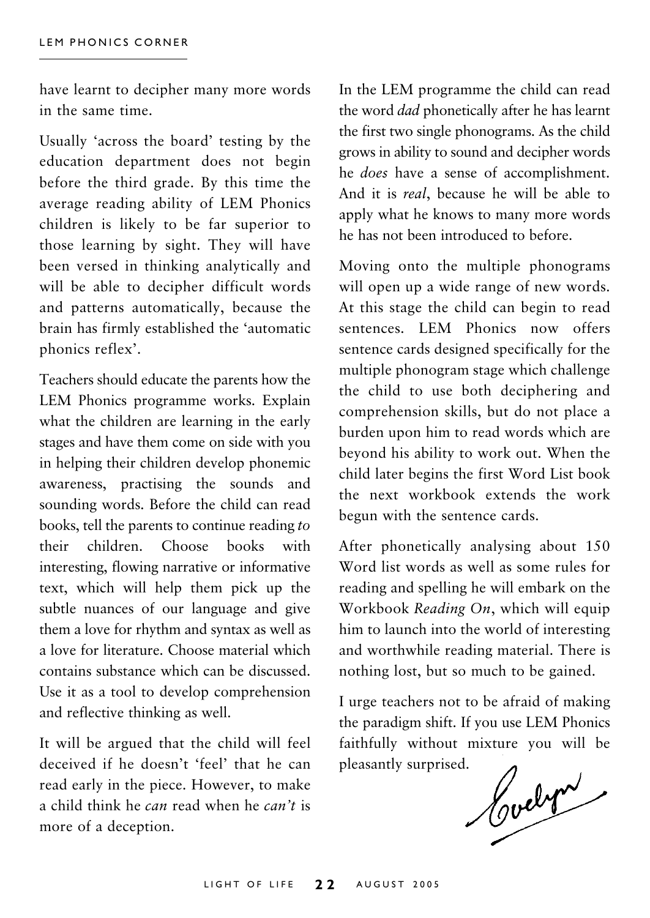have learnt to decipher many more words in the same time.

Usually 'across the board' testing by the education department does not begin before the third grade. By this time the average reading ability of LEM Phonics children is likely to be far superior to those learning by sight. They will have been versed in thinking analytically and will be able to decipher difficult words and patterns automatically, because the brain has firmly established the 'automatic phonics reflex'.

Teachers should educate the parents how the LEM Phonics programme works. Explain what the children are learning in the early stages and have them come on side with you in helping their children develop phonemic awareness, practising the sounds and sounding words. Before the child can read books, tell the parents to continue reading *to* their children. Choose books with interesting, flowing narrative or informative text, which will help them pick up the subtle nuances of our language and give them a love for rhythm and syntax as well as a love for literature. Choose material which contains substance which can be discussed. Use it as a tool to develop comprehension and reflective thinking as well.

It will be argued that the child will feel deceived if he doesn't 'feel' that he can read early in the piece. However, to make a child think he *can* read when he *can't* is more of a deception.

In the LEM programme the child can read the word *dad* phonetically after he has learnt the first two single phonograms. As the child grows in ability to sound and decipher words he *does* have a sense of accomplishment. And it is *real*, because he will be able to apply what he knows to many more words he has not been introduced to before.

Moving onto the multiple phonograms will open up a wide range of new words. At this stage the child can begin to read sentences. LEM Phonics now offers sentence cards designed specifically for the multiple phonogram stage which challenge the child to use both deciphering and comprehension skills, but do not place a burden upon him to read words which are beyond his ability to work out. When the child later begins the first Word List book the next workbook extends the work begun with the sentence cards.

After phonetically analysing about 150 Word list words as well as some rules for reading and spelling he will embark on the Workbook *Reading On*, which will equip him to launch into the world of interesting and worthwhile reading material. There is nothing lost, but so much to be gained.

I urge teachers not to be afraid of making the paradigm shift. If you use LEM Phonics faithfully without mixture you will be pleasantly surprised.

Evelyn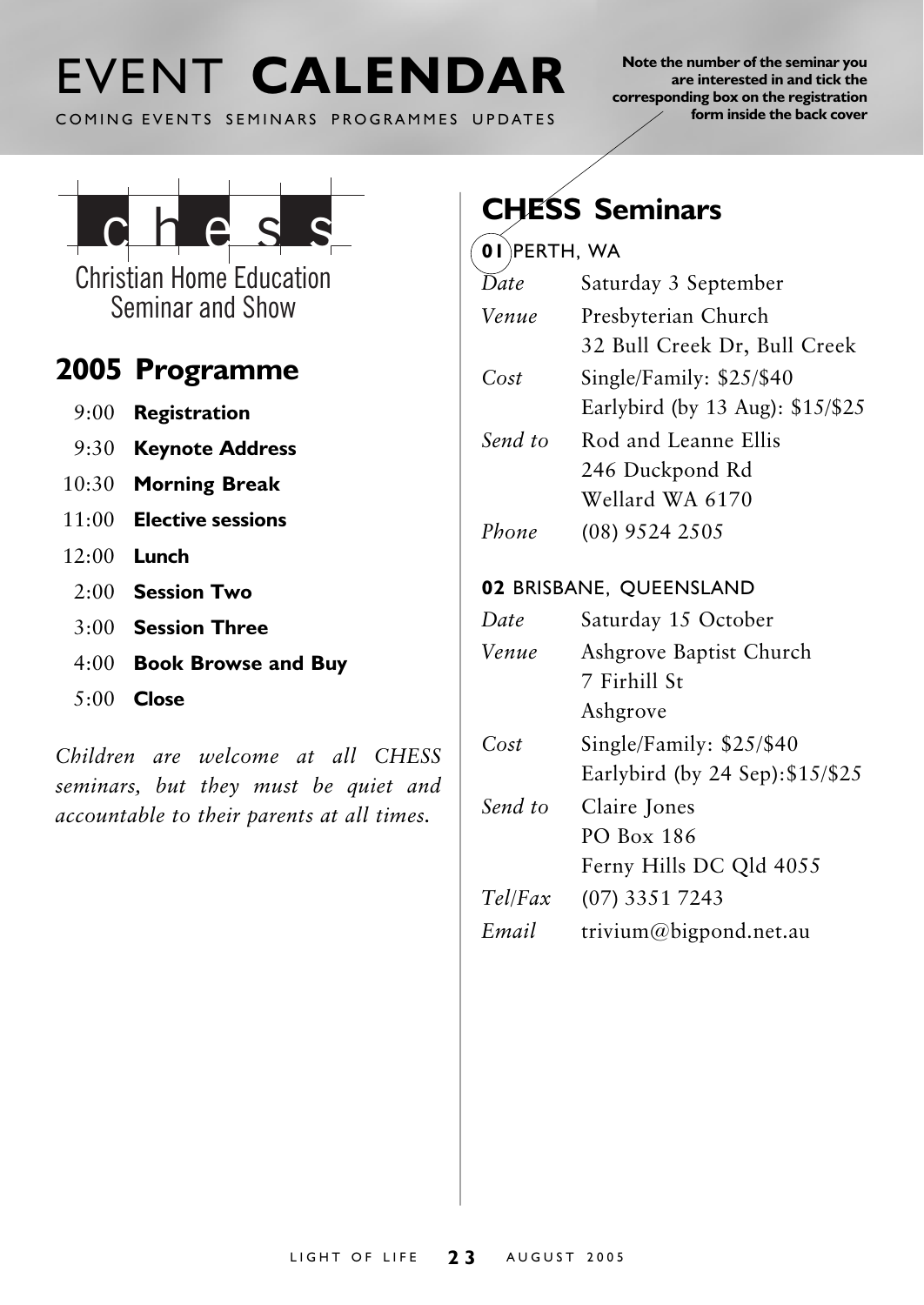# EVENT **CALENDAR**

COMING EVENTS SEMINARS PROGRAMMES UPDATES

**Note the number of the seminar you are interested in and tick the corresponding box on the registration form inside the back cover**

chess

Christian Home Education Seminar and Show

## 2005 Programme

| | |
|---|---|
| 9:00 | **Registration** |
| 9:30 | **Keynote Address** |
| 10:30 | **Morning Break** |
| 11:00 | **Elective sessions** |
| 12:00 | **Lunch** |
| 2:00 | **Session Two** |
| 3:00 | **Session Three** |
| 4:00 | **Book Browse and Buy** |
| 5:00 | **Close** |

*Children are welcome at all CHESS seminars, but they must be quiet and accountable to their parents at all times.*

## CHESS Seminars

**01** PERTH, WA

| | |
|---|---|
| *Date* | Saturday 3 September |
| *Venue* | Presbyterian Church<br>32 Bull Creek Dr, Bull Creek |
| *Cost* | Single/Family: $25/$40<br>Earlybird (by 13 Aug): $15/$25 |
| *Send to* | Rod and Leanne Ellis<br>246 Duckpond Rd<br>Wellard WA 6170 |
| *Phone* | (08) 9524 2505 |

**02** BRISBANE, QUEENSLAND

| | |
|---|---|
| *Date* | Saturday 15 October |
| *Venue* | Ashgrove Baptist Church<br>7 Firhill St<br>Ashgrove |
| *Cost* | Single/Family: $25/$40<br>Earlybird (by 24 Sep):$15/$25 |
| *Send to* | Claire Jones<br>PO Box 186<br>Ferny Hills DC Qld 4055 |
| *Tel/Fax* | (07) 3351 7243 |
| *Email* | trivium@bigpond.net.au |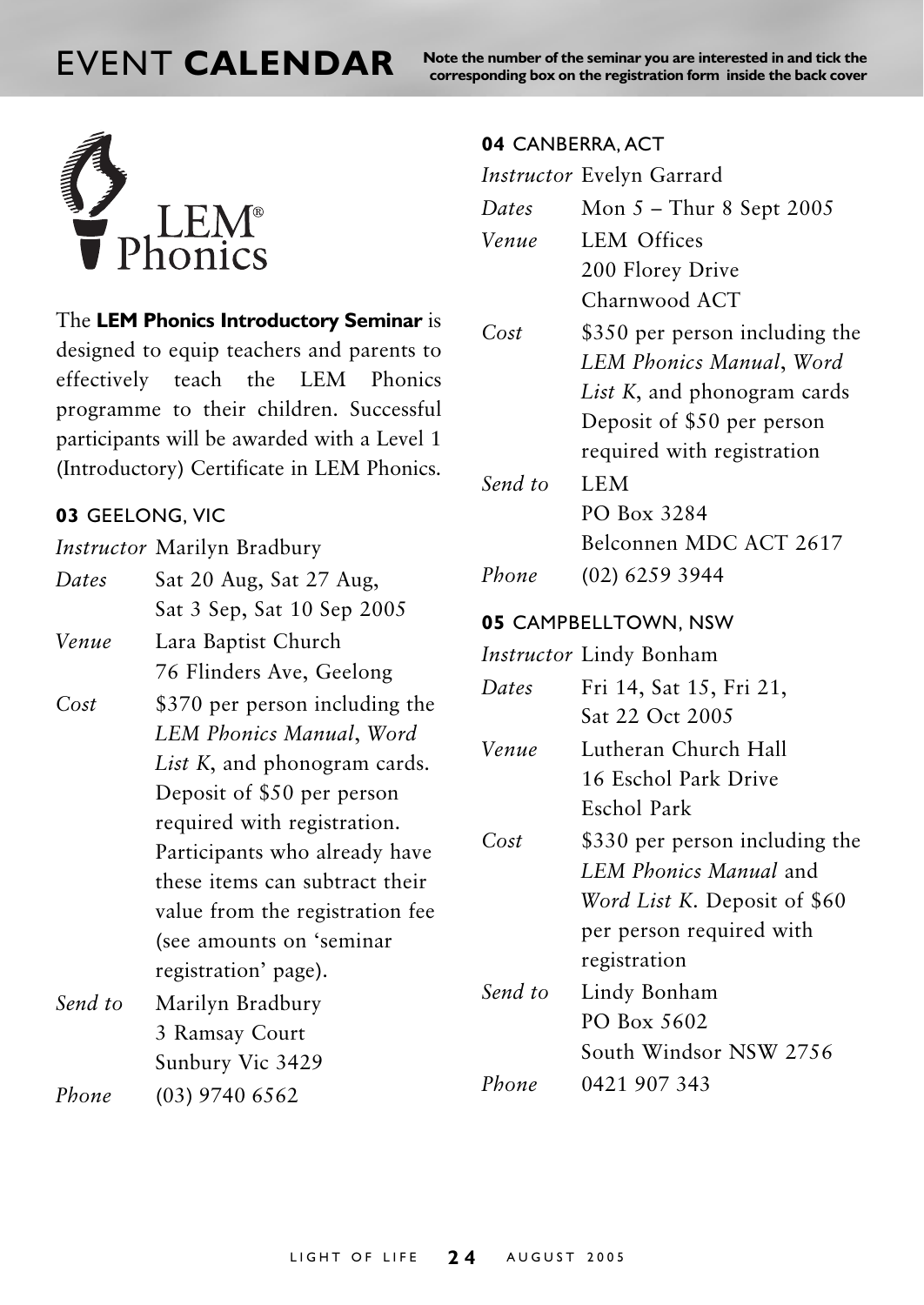# EVENT **CALENDAR**

**Note the number of the seminar you are interested in and tick the corresponding box on the registration form inside the back cover**

LEM® Phonics

The **LEM Phonics Introductory Seminar** is designed to equip teachers and parents to effectively teach the LEM Phonics programme to their children. Successful participants will be awarded with a Level 1 (Introductory) Certificate in LEM Phonics.

### **03** GEELONG, VIC

*Instructor* Marilyn Bradbury

*Dates* Sat 20 Aug, Sat 27 Aug, Sat 3 Sep, Sat 10 Sep 2005

*Venue* Lara Baptist Church
76 Flinders Ave, Geelong

*Cost* $370 per person including the *LEM Phonics Manual*, *Word List K*, and phonogram cards. Deposit of $50 per person required with registration. Participants who already have these items can subtract their value from the registration fee (see amounts on 'seminar registration' page).

*Send to* Marilyn Bradbury
3 Ramsay Court
Sunbury Vic 3429

*Phone* (03) 9740 6562

### **04** CANBERRA, ACT

*Instructor* Evelyn Garrard

*Dates* Mon 5 – Thur 8 Sept 2005

*Venue* LEM Offices
200 Florey Drive
Charnwood ACT

*Cost* $350 per person including the *LEM Phonics Manual*, *Word List K*, and phonogram cards
Deposit of $50 per person required with registration

*Send to* LEM
PO Box 3284
Belconnen MDC ACT 2617

*Phone* (02) 6259 3944

### **05** CAMPBELLTOWN, NSW

*Instructor* Lindy Bonham

*Dates* Fri 14, Sat 15, Fri 21, Sat 22 Oct 2005

*Venue* Lutheran Church Hall
16 Eschol Park Drive
Eschol Park

*Cost* $330 per person including the *LEM Phonics Manual* and *Word List K*. Deposit of $60 per person required with registration

*Send to* Lindy Bonham
PO Box 5602
South Windsor NSW 2756

*Phone* 0421 907 343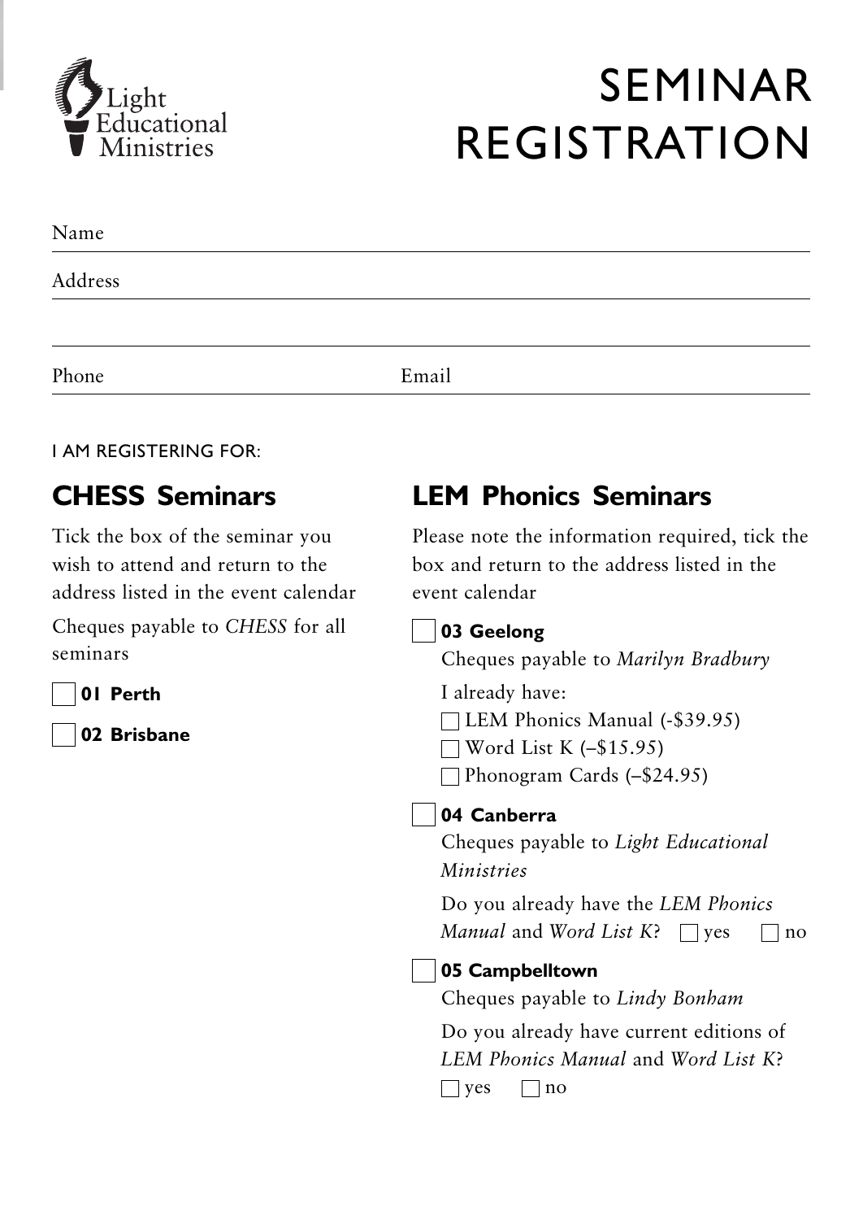Light Educational Ministries

# SEMINAR REGISTRATION

Name

Address

Phone Email

I AM REGISTERING FOR:

## CHESS Seminars

Tick the box of the seminar you wish to attend and return to the address listed in the event calendar

Cheques payable to *CHESS* for all seminars

- ☐ **01 Perth**
- ☐ **02 Brisbane**

## LEM Phonics Seminars

Please note the information required, tick the box and return to the address listed in the event calendar

☐ **03 Geelong**

Cheques payable to *Marilyn Bradbury*

I already have:

- ☐ LEM Phonics Manual (-$39.95)
- ☐ Word List K (–$15.95)
- ☐ Phonogram Cards (–$24.95)

☐ **04 Canberra**

Cheques payable to *Light Educational Ministries*

Do you already have the *LEM Phonics Manual* and *Word List K*? ☐ yes ☐ no

☐ **05 Campbelltown**

Cheques payable to *Lindy Bonham*

Do you already have current editions of *LEM Phonics Manual* and *Word List K*?

☐ yes ☐ no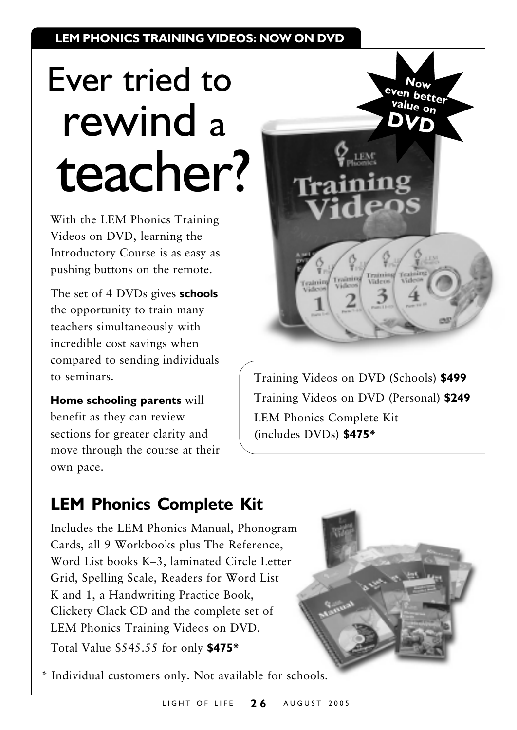**LEM PHONICS TRAINING VIDEOS: NOW ON DVD**

# Ever tried to rewind a teacher?

**Now even better value on DVD**

With the LEM Phonics Training Videos on DVD, learning the Introductory Course is as easy as pushing buttons on the remote.

The set of 4 DVDs gives **schools** the opportunity to train many teachers simultaneously with incredible cost savings when compared to sending individuals to seminars.

**Home schooling parents** will benefit as they can review sections for greater clarity and move through the course at their own pace.

Training Videos on DVD (Schools) **$499**
Training Videos on DVD (Personal) **$249**
LEM Phonics Complete Kit (includes DVDs) **$475***

## LEM Phonics Complete Kit

Includes the LEM Phonics Manual, Phonogram Cards, all 9 Workbooks plus The Reference, Word List books K–3, laminated Circle Letter Grid, Spelling Scale, Readers for Word List K and 1, a Handwriting Practice Book, Clickety Clack CD and the complete set of LEM Phonics Training Videos on DVD.

Total Value $545.55 for only **$475***

* Individual customers only. Not available for schools.